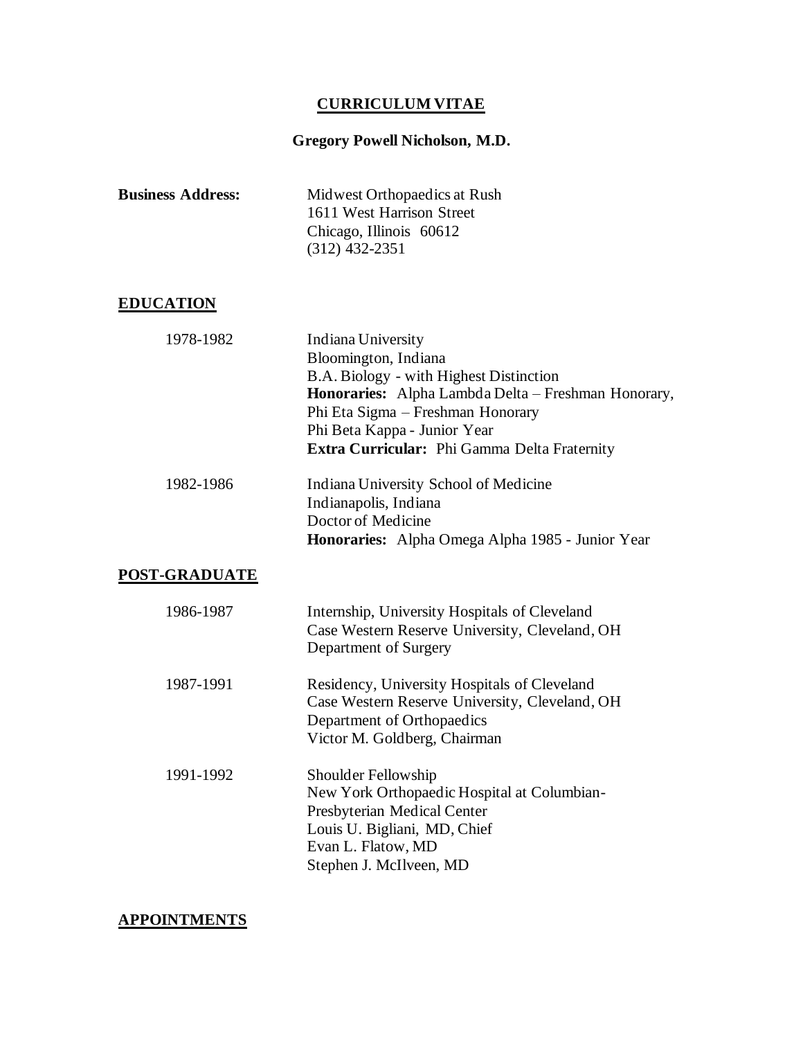# CURRICULUM VITAE

## Gregory Powell Nicholson, M.D.

**Business Address:** Midwest Orthopaedics at Rush
1611 West Harrison Street
Chicago, Illinois 60612
(312) 432-2351

## EDUCATION

1978-1982
Indiana University
Bloomington, Indiana
B.A. Biology - with Highest Distinction
**Honoraries:** Alpha Lambda Delta – Freshman Honorary,
Phi Eta Sigma – Freshman Honorary
Phi Beta Kappa - Junior Year
**Extra Curricular:** Phi Gamma Delta Fraternity

1982-1986
Indiana University School of Medicine
Indianapolis, Indiana
Doctor of Medicine
**Honoraries:** Alpha Omega Alpha 1985 - Junior Year

## POST-GRADUATE

1986-1987
Internship, University Hospitals of Cleveland
Case Western Reserve University, Cleveland, OH
Department of Surgery

1987-1991
Residency, University Hospitals of Cleveland
Case Western Reserve University, Cleveland, OH
Department of Orthopaedics
Victor M. Goldberg, Chairman

1991-1992
Shoulder Fellowship
New York Orthopaedic Hospital at Columbian-Presbyterian Medical Center
Louis U. Bigliani, MD, Chief
Evan L. Flatow, MD
Stephen J. McIlveen, MD

## APPOINTMENTS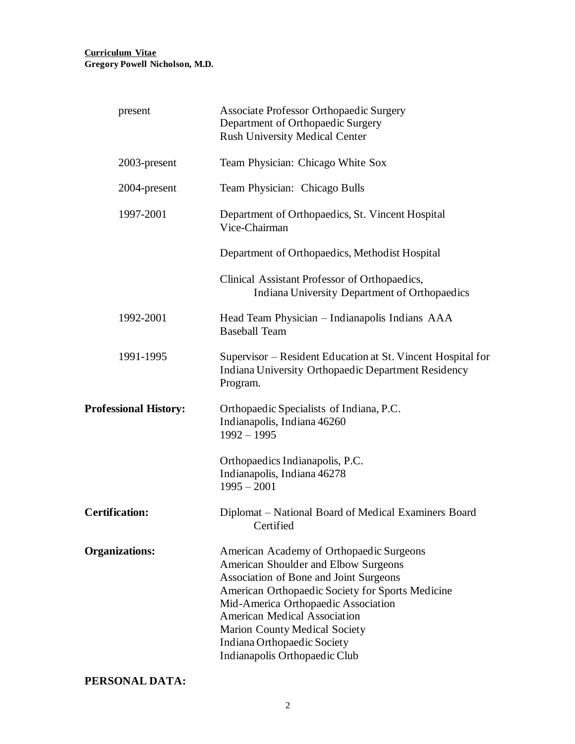| | |
|---|---|
| present | Associate Professor Orthopaedic Surgery<br>Department of Orthopaedic Surgery<br>Rush University Medical Center |
| 2003-present | Team Physician: Chicago White Sox |
| 2004-present | Team Physician: Chicago Bulls |
| 1997-2001 | Department of Orthopaedics, St. Vincent Hospital<br>Vice-Chairman |
| | Department of Orthopaedics, Methodist Hospital |
| | Clinical Assistant Professor of Orthopaedics,<br>Indiana University Department of Orthopaedics |
| 1992-2001 | Head Team Physician – Indianapolis Indians AAA Baseball Team |
| 1991-1995 | Supervisor – Resident Education at St. Vincent Hospital for Indiana University Orthopaedic Department Residency Program. |

**Professional History:**

Orthopaedic Specialists of Indiana, P.C.
Indianapolis, Indiana 46260
1992 – 1995

Orthopaedics Indianapolis, P.C.
Indianapolis, Indiana 46278
1995 – 2001

**Certification:**

Diplomat – National Board of Medical Examiners Board Certified

**Organizations:**

American Academy of Orthopaedic Surgeons
American Shoulder and Elbow Surgeons
Association of Bone and Joint Surgeons
American Orthopaedic Society for Sports Medicine
Mid-America Orthopaedic Association
American Medical Association
Marion County Medical Society
Indiana Orthopaedic Society
Indianapolis Orthopaedic Club

**PERSONAL DATA:**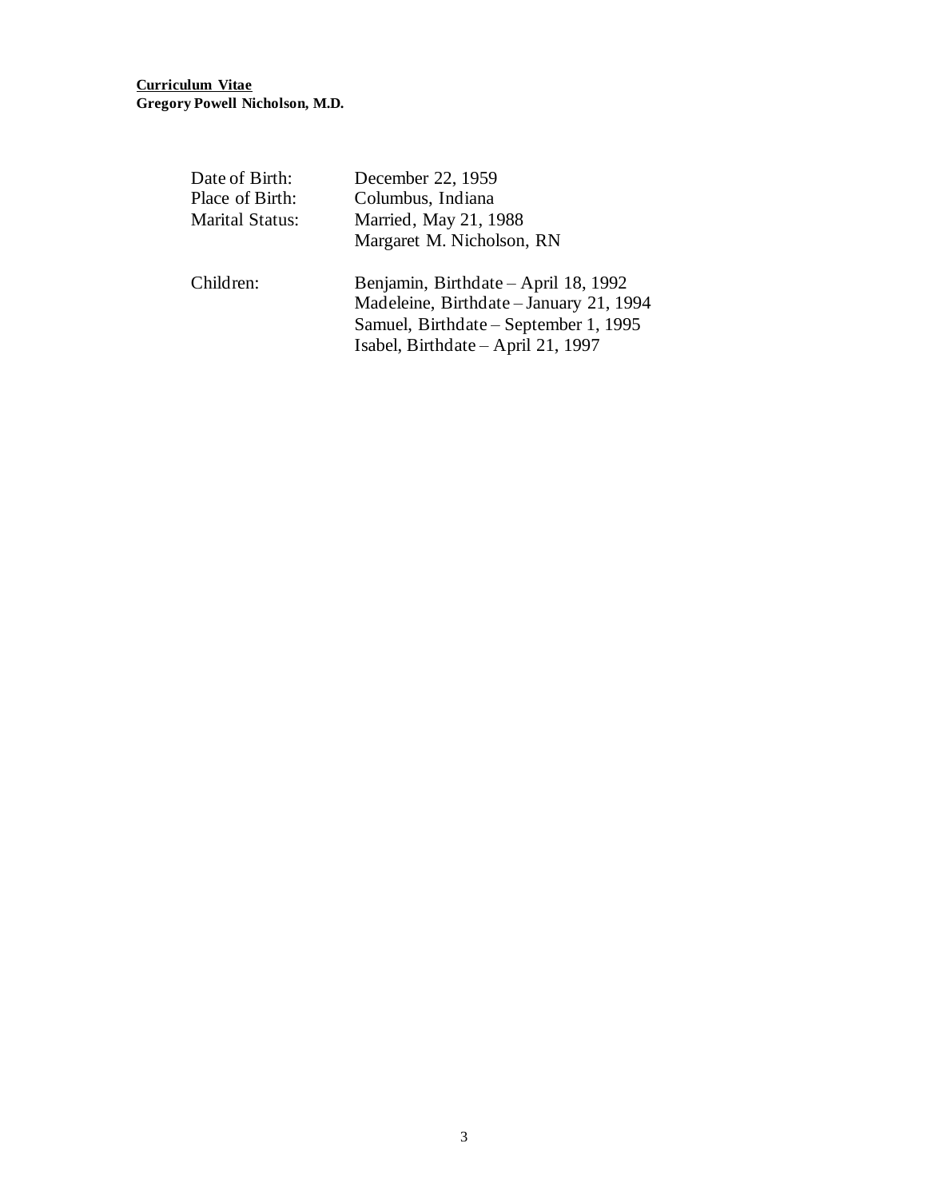**Curriculum Vitae**
**Gregory Powell Nicholson, M.D.**

| | |
|---|---|
| Date of Birth: | December 22, 1959 |
| Place of Birth: | Columbus, Indiana |
| Marital Status: | Married, May 21, 1988<br>Margaret M. Nicholson, RN |
| Children: | Benjamin, Birthdate – April 18, 1992<br>Madeleine, Birthdate – January 21, 1994<br>Samuel, Birthdate – September 1, 1995<br>Isabel, Birthdate – April 21, 1997 |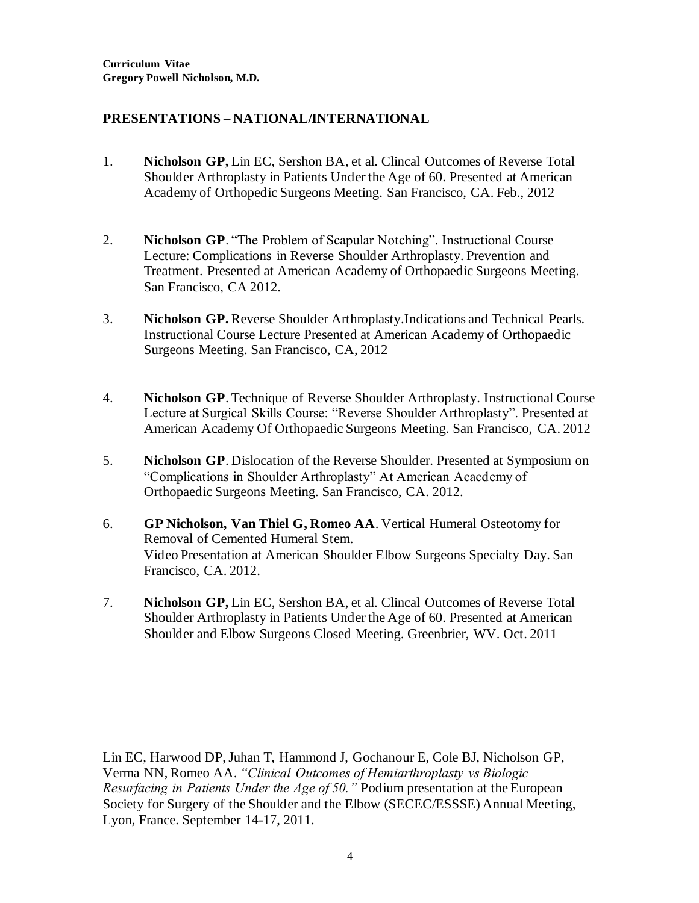**Curriculum Vitae**
**Gregory Powell Nicholson, M.D.**

## PRESENTATIONS – NATIONAL/INTERNATIONAL

1. **Nicholson GP,** Lin EC, Sershon BA, et al. Clincal Outcomes of Reverse Total Shoulder Arthroplasty in Patients Under the Age of 60. Presented at American Academy of Orthopedic Surgeons Meeting. San Francisco, CA. Feb., 2012

2. **Nicholson GP**. "The Problem of Scapular Notching". Instructional Course Lecture: Complications in Reverse Shoulder Arthroplasty. Prevention and Treatment. Presented at American Academy of Orthopaedic Surgeons Meeting. San Francisco, CA 2012.

3. **Nicholson GP.** Reverse Shoulder Arthroplasty.Indications and Technical Pearls. Instructional Course Lecture Presented at American Academy of Orthopaedic Surgeons Meeting. San Francisco, CA, 2012

4. **Nicholson GP**. Technique of Reverse Shoulder Arthroplasty. Instructional Course Lecture at Surgical Skills Course: "Reverse Shoulder Arthroplasty". Presented at American Academy Of Orthopaedic Surgeons Meeting. San Francisco, CA. 2012

5. **Nicholson GP**. Dislocation of the Reverse Shoulder. Presented at Symposium on "Complications in Shoulder Arthroplasty" At American Acacdemy of Orthopaedic Surgeons Meeting. San Francisco, CA. 2012.

6. **GP Nicholson, Van Thiel G, Romeo AA**. Vertical Humeral Osteotomy for Removal of Cemented Humeral Stem.
   Video Presentation at American Shoulder Elbow Surgeons Specialty Day. San Francisco, CA. 2012.

7. **Nicholson GP,** Lin EC, Sershon BA, et al. Clincal Outcomes of Reverse Total Shoulder Arthroplasty in Patients Under the Age of 60. Presented at American Shoulder and Elbow Surgeons Closed Meeting. Greenbrier, WV. Oct. 2011

Lin EC, Harwood DP, Juhan T, Hammond J, Gochanour E, Cole BJ, Nicholson GP, Verma NN, Romeo AA. *"Clinical Outcomes of Hemiarthroplasty vs Biologic Resurfacing in Patients Under the Age of 50."* Podium presentation at the European Society for Surgery of the Shoulder and the Elbow (SECEC/ESSSE) Annual Meeting, Lyon, France. September 14-17, 2011.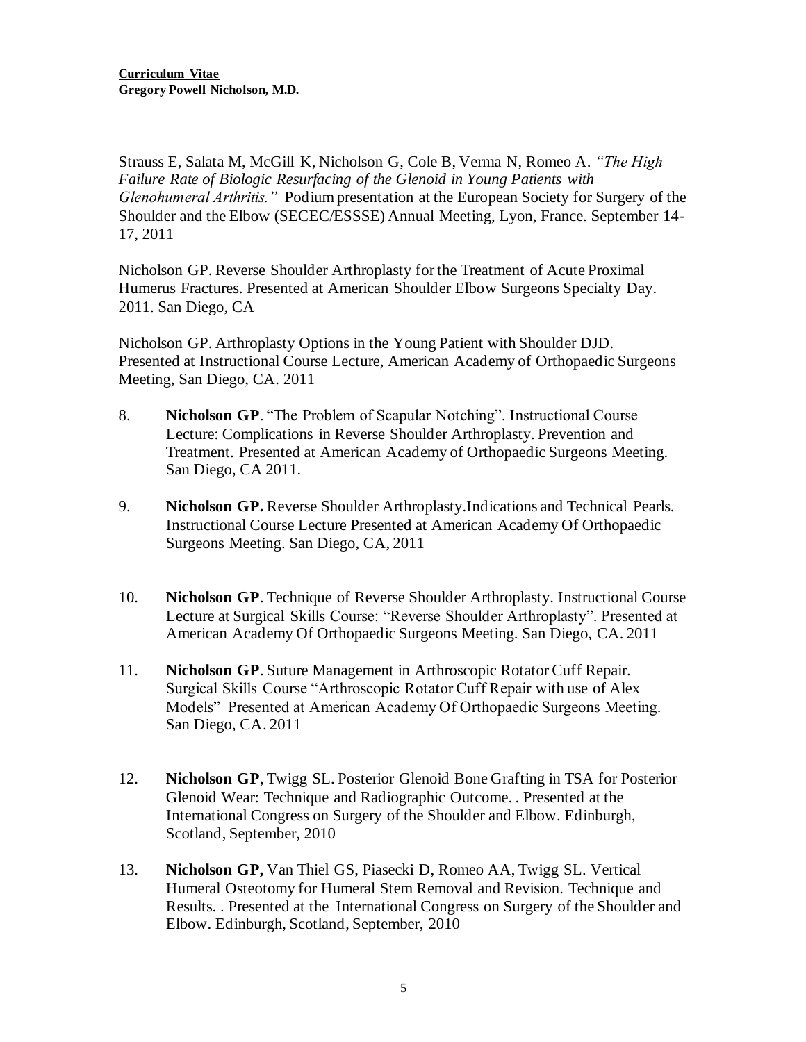Strauss E, Salata M, McGill K, Nicholson G, Cole B, Verma N, Romeo A. *"The High Failure Rate of Biologic Resurfacing of the Glenoid in Young Patients with Glenohumeral Arthritis."* Podium presentation at the European Society for Surgery of the Shoulder and the Elbow (SECEC/ESSSE) Annual Meeting, Lyon, France. September 14-17, 2011

Nicholson GP. Reverse Shoulder Arthroplasty for the Treatment of Acute Proximal Humerus Fractures. Presented at American Shoulder Elbow Surgeons Specialty Day. 2011. San Diego, CA

Nicholson GP. Arthroplasty Options in the Young Patient with Shoulder DJD. Presented at Instructional Course Lecture, American Academy of Orthopaedic Surgeons Meeting, San Diego, CA. 2011

8. **Nicholson GP**. "The Problem of Scapular Notching". Instructional Course Lecture: Complications in Reverse Shoulder Arthroplasty. Prevention and Treatment. Presented at American Academy of Orthopaedic Surgeons Meeting. San Diego, CA 2011.

9. **Nicholson GP.** Reverse Shoulder Arthroplasty.Indications and Technical Pearls. Instructional Course Lecture Presented at American Academy Of Orthopaedic Surgeons Meeting. San Diego, CA, 2011

10. **Nicholson GP**. Technique of Reverse Shoulder Arthroplasty. Instructional Course Lecture at Surgical Skills Course: "Reverse Shoulder Arthroplasty". Presented at American Academy Of Orthopaedic Surgeons Meeting. San Diego, CA. 2011

11. **Nicholson GP**. Suture Management in Arthroscopic Rotator Cuff Repair. Surgical Skills Course "Arthroscopic Rotator Cuff Repair with use of Alex Models" Presented at American Academy Of Orthopaedic Surgeons Meeting. San Diego, CA. 2011

12. **Nicholson GP**, Twigg SL. Posterior Glenoid Bone Grafting in TSA for Posterior Glenoid Wear: Technique and Radiographic Outcome. . Presented at the International Congress on Surgery of the Shoulder and Elbow. Edinburgh, Scotland, September, 2010

13. **Nicholson GP,** Van Thiel GS, Piasecki D, Romeo AA, Twigg SL. Vertical Humeral Osteotomy for Humeral Stem Removal and Revision. Technique and Results. . Presented at the International Congress on Surgery of the Shoulder and Elbow. Edinburgh, Scotland, September, 2010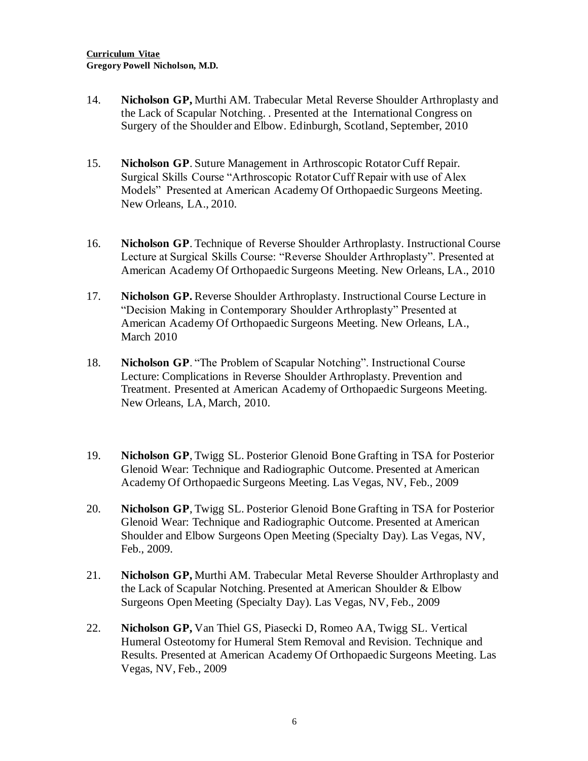14. **Nicholson GP,** Murthi AM. Trabecular Metal Reverse Shoulder Arthroplasty and the Lack of Scapular Notching. . Presented at the International Congress on Surgery of the Shoulder and Elbow. Edinburgh, Scotland, September, 2010

15. **Nicholson GP**. Suture Management in Arthroscopic Rotator Cuff Repair. Surgical Skills Course "Arthroscopic Rotator Cuff Repair with use of Alex Models" Presented at American Academy Of Orthopaedic Surgeons Meeting. New Orleans, LA., 2010.

16. **Nicholson GP**. Technique of Reverse Shoulder Arthroplasty. Instructional Course Lecture at Surgical Skills Course: "Reverse Shoulder Arthroplasty". Presented at American Academy Of Orthopaedic Surgeons Meeting. New Orleans, LA., 2010

17. **Nicholson GP.** Reverse Shoulder Arthroplasty. Instructional Course Lecture in "Decision Making in Contemporary Shoulder Arthroplasty" Presented at American Academy Of Orthopaedic Surgeons Meeting. New Orleans, LA., March 2010

18. **Nicholson GP**. "The Problem of Scapular Notching". Instructional Course Lecture: Complications in Reverse Shoulder Arthroplasty. Prevention and Treatment. Presented at American Academy of Orthopaedic Surgeons Meeting. New Orleans, LA, March, 2010.

19. **Nicholson GP**, Twigg SL. Posterior Glenoid Bone Grafting in TSA for Posterior Glenoid Wear: Technique and Radiographic Outcome. Presented at American Academy Of Orthopaedic Surgeons Meeting. Las Vegas, NV, Feb., 2009

20. **Nicholson GP**, Twigg SL. Posterior Glenoid Bone Grafting in TSA for Posterior Glenoid Wear: Technique and Radiographic Outcome. Presented at American Shoulder and Elbow Surgeons Open Meeting (Specialty Day). Las Vegas, NV, Feb., 2009.

21. **Nicholson GP,** Murthi AM. Trabecular Metal Reverse Shoulder Arthroplasty and the Lack of Scapular Notching. Presented at American Shoulder & Elbow Surgeons Open Meeting (Specialty Day). Las Vegas, NV, Feb., 2009

22. **Nicholson GP,** Van Thiel GS, Piasecki D, Romeo AA, Twigg SL. Vertical Humeral Osteotomy for Humeral Stem Removal and Revision. Technique and Results. Presented at American Academy Of Orthopaedic Surgeons Meeting. Las Vegas, NV, Feb., 2009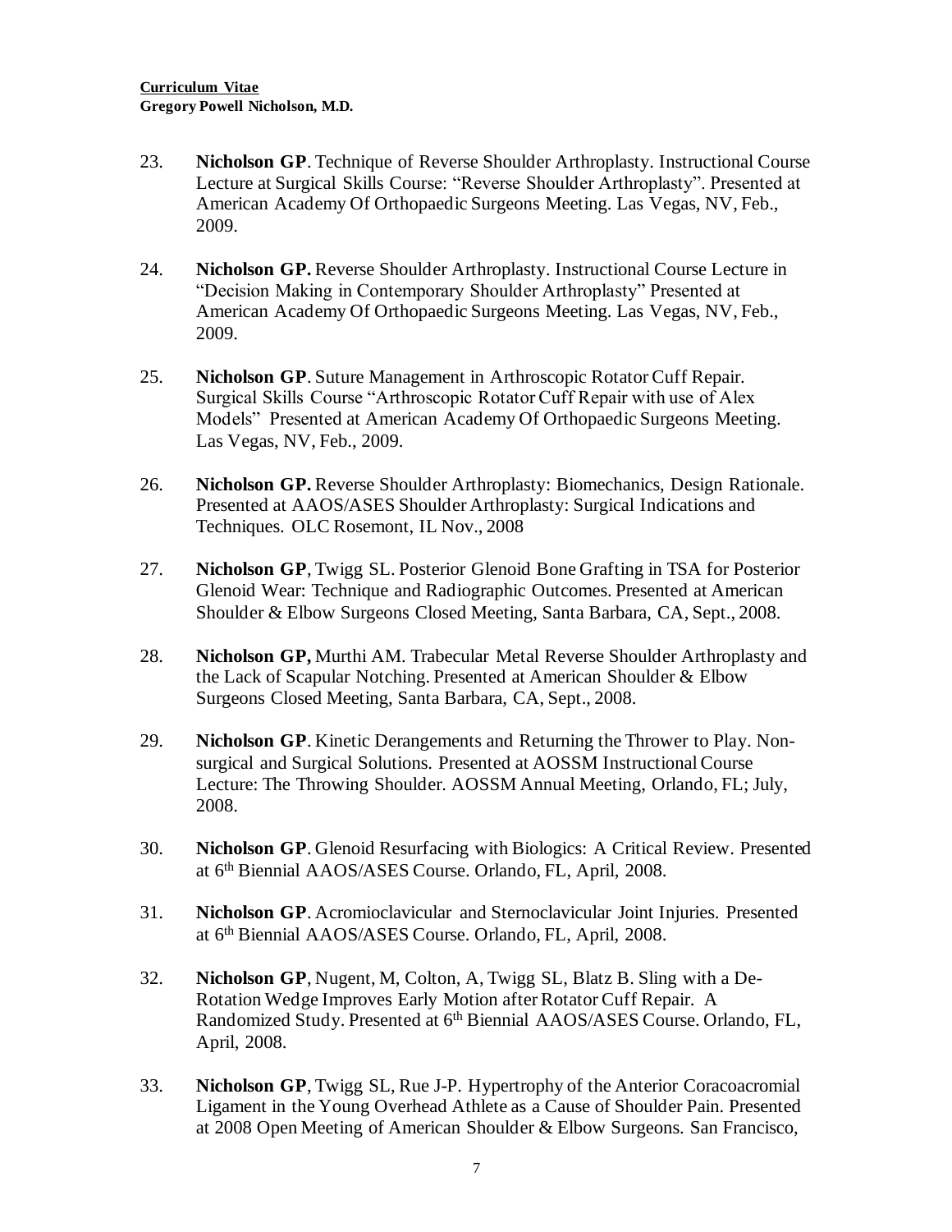23. **Nicholson GP**. Technique of Reverse Shoulder Arthroplasty. Instructional Course Lecture at Surgical Skills Course: "Reverse Shoulder Arthroplasty". Presented at American Academy Of Orthopaedic Surgeons Meeting. Las Vegas, NV, Feb., 2009.

24. **Nicholson GP.** Reverse Shoulder Arthroplasty. Instructional Course Lecture in "Decision Making in Contemporary Shoulder Arthroplasty" Presented at American Academy Of Orthopaedic Surgeons Meeting. Las Vegas, NV, Feb., 2009.

25. **Nicholson GP**. Suture Management in Arthroscopic Rotator Cuff Repair. Surgical Skills Course "Arthroscopic Rotator Cuff Repair with use of Alex Models" Presented at American Academy Of Orthopaedic Surgeons Meeting. Las Vegas, NV, Feb., 2009.

26. **Nicholson GP.** Reverse Shoulder Arthroplasty: Biomechanics, Design Rationale. Presented at AAOS/ASES Shoulder Arthroplasty: Surgical Indications and Techniques. OLC Rosemont, IL Nov., 2008

27. **Nicholson GP**, Twigg SL. Posterior Glenoid Bone Grafting in TSA for Posterior Glenoid Wear: Technique and Radiographic Outcomes. Presented at American Shoulder & Elbow Surgeons Closed Meeting, Santa Barbara, CA, Sept., 2008.

28. **Nicholson GP,** Murthi AM. Trabecular Metal Reverse Shoulder Arthroplasty and the Lack of Scapular Notching. Presented at American Shoulder & Elbow Surgeons Closed Meeting, Santa Barbara, CA, Sept., 2008.

29. **Nicholson GP**. Kinetic Derangements and Returning the Thrower to Play. Non-surgical and Surgical Solutions. Presented at AOSSM Instructional Course Lecture: The Throwing Shoulder. AOSSM Annual Meeting, Orlando, FL; July, 2008.

30. **Nicholson GP**. Glenoid Resurfacing with Biologics: A Critical Review. Presented at 6th Biennial AAOS/ASES Course. Orlando, FL, April, 2008.

31. **Nicholson GP**. Acromioclavicular and Sternoclavicular Joint Injuries. Presented at 6th Biennial AAOS/ASES Course. Orlando, FL, April, 2008.

32. **Nicholson GP**, Nugent, M, Colton, A, Twigg SL, Blatz B. Sling with a De-Rotation Wedge Improves Early Motion after Rotator Cuff Repair. A Randomized Study. Presented at 6th Biennial AAOS/ASES Course. Orlando, FL, April, 2008.

33. **Nicholson GP**, Twigg SL, Rue J-P. Hypertrophy of the Anterior Coracoacromial Ligament in the Young Overhead Athlete as a Cause of Shoulder Pain. Presented at 2008 Open Meeting of American Shoulder & Elbow Surgeons. San Francisco,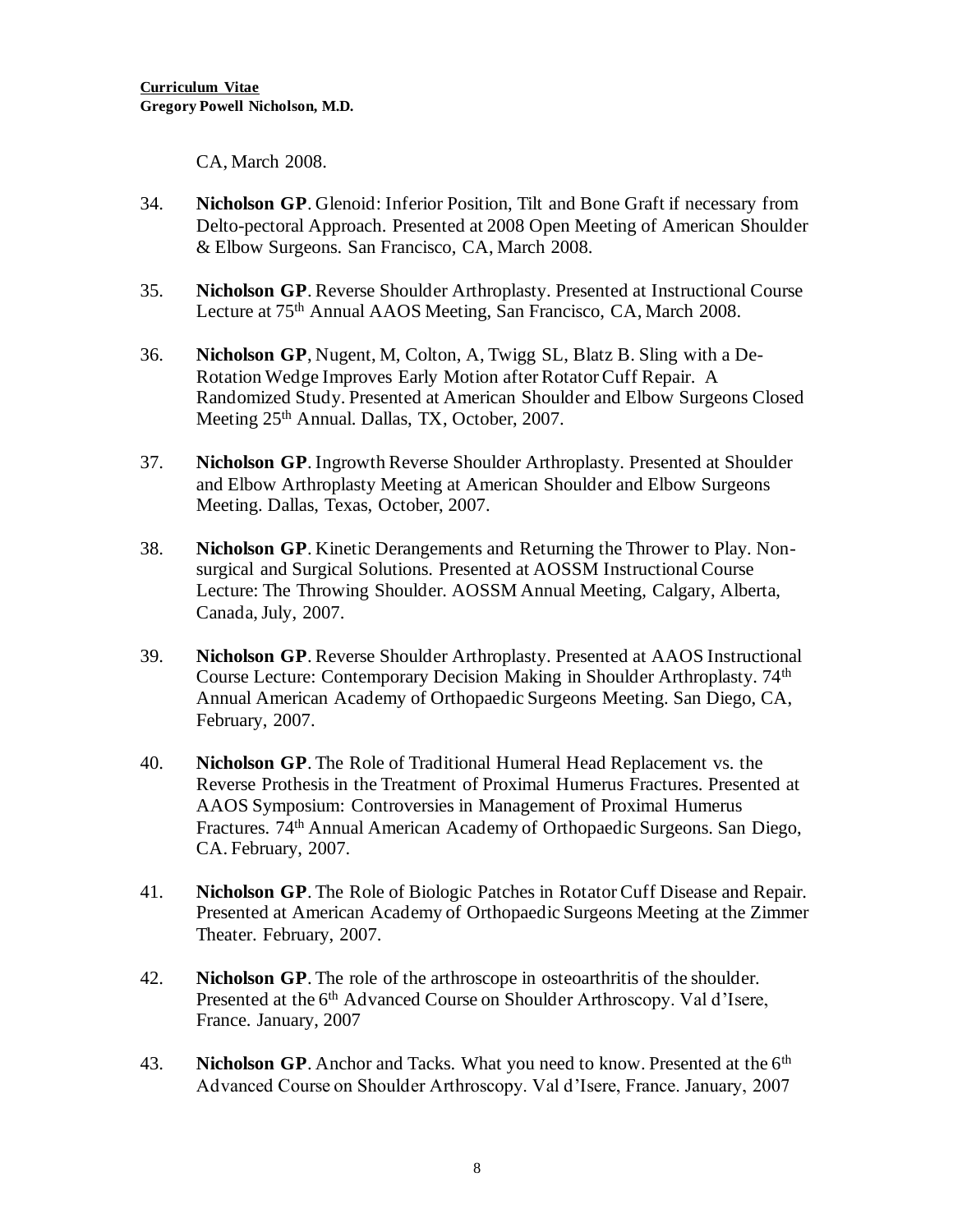CA, March 2008.

34. **Nicholson GP**. Glenoid: Inferior Position, Tilt and Bone Graft if necessary from Delto-pectoral Approach. Presented at 2008 Open Meeting of American Shoulder & Elbow Surgeons. San Francisco, CA, March 2008.

35. **Nicholson GP**. Reverse Shoulder Arthroplasty. Presented at Instructional Course Lecture at 75th Annual AAOS Meeting, San Francisco, CA, March 2008.

36. **Nicholson GP**, Nugent, M, Colton, A, Twigg SL, Blatz B. Sling with a De-Rotation Wedge Improves Early Motion after Rotator Cuff Repair. A Randomized Study. Presented at American Shoulder and Elbow Surgeons Closed Meeting 25th Annual. Dallas, TX, October, 2007.

37. **Nicholson GP**. Ingrowth Reverse Shoulder Arthroplasty. Presented at Shoulder and Elbow Arthroplasty Meeting at American Shoulder and Elbow Surgeons Meeting. Dallas, Texas, October, 2007.

38. **Nicholson GP**. Kinetic Derangements and Returning the Thrower to Play. Non-surgical and Surgical Solutions. Presented at AOSSM Instructional Course Lecture: The Throwing Shoulder. AOSSM Annual Meeting, Calgary, Alberta, Canada, July, 2007.

39. **Nicholson GP**. Reverse Shoulder Arthroplasty. Presented at AAOS Instructional Course Lecture: Contemporary Decision Making in Shoulder Arthroplasty. 74th Annual American Academy of Orthopaedic Surgeons Meeting. San Diego, CA, February, 2007.

40. **Nicholson GP**. The Role of Traditional Humeral Head Replacement vs. the Reverse Prothesis in the Treatment of Proximal Humerus Fractures. Presented at AAOS Symposium: Controversies in Management of Proximal Humerus Fractures. 74th Annual American Academy of Orthopaedic Surgeons. San Diego, CA. February, 2007.

41. **Nicholson GP**. The Role of Biologic Patches in Rotator Cuff Disease and Repair. Presented at American Academy of Orthopaedic Surgeons Meeting at the Zimmer Theater. February, 2007.

42. **Nicholson GP**. The role of the arthroscope in osteoarthritis of the shoulder. Presented at the 6th Advanced Course on Shoulder Arthroscopy. Val d'Isere, France. January, 2007

43. **Nicholson GP**. Anchor and Tacks. What you need to know. Presented at the 6th Advanced Course on Shoulder Arthroscopy. Val d'Isere, France. January, 2007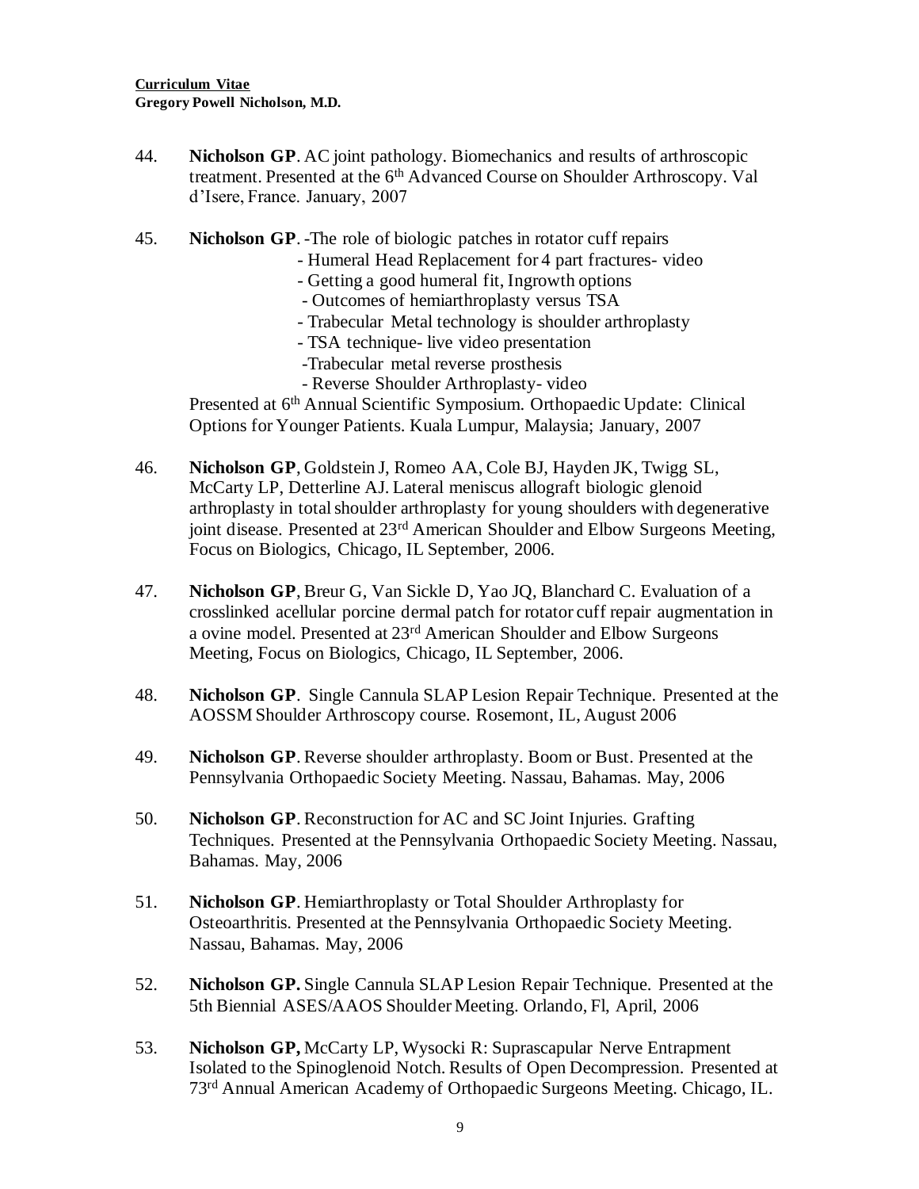44. **Nicholson GP**. AC joint pathology. Biomechanics and results of arthroscopic treatment. Presented at the 6th Advanced Course on Shoulder Arthroscopy. Val d'Isere, France. January, 2007

45. **Nicholson GP**. -The role of biologic patches in rotator cuff repairs
    - Humeral Head Replacement for 4 part fractures- video
    - Getting a good humeral fit, Ingrowth options
    - Outcomes of hemiarthroplasty versus TSA
    - Trabecular Metal technology is shoulder arthroplasty
    - TSA technique- live video presentation
    - Trabecular metal reverse prosthesis
    - Reverse Shoulder Arthroplasty- video

    Presented at 6th Annual Scientific Symposium. Orthopaedic Update: Clinical Options for Younger Patients. Kuala Lumpur, Malaysia; January, 2007

46. **Nicholson GP**, Goldstein J, Romeo AA, Cole BJ, Hayden JK, Twigg SL, McCarty LP, Detterline AJ. Lateral meniscus allograft biologic glenoid arthroplasty in total shoulder arthroplasty for young shoulders with degenerative joint disease. Presented at 23rd American Shoulder and Elbow Surgeons Meeting, Focus on Biologics, Chicago, IL September, 2006.

47. **Nicholson GP**, Breur G, Van Sickle D, Yao JQ, Blanchard C. Evaluation of a crosslinked acellular porcine dermal patch for rotator cuff repair augmentation in a ovine model. Presented at 23rd American Shoulder and Elbow Surgeons Meeting, Focus on Biologics, Chicago, IL September, 2006.

48. **Nicholson GP**. Single Cannula SLAP Lesion Repair Technique. Presented at the AOSSM Shoulder Arthroscopy course. Rosemont, IL, August 2006

49. **Nicholson GP**. Reverse shoulder arthroplasty. Boom or Bust. Presented at the Pennsylvania Orthopaedic Society Meeting. Nassau, Bahamas. May, 2006

50. **Nicholson GP**. Reconstruction for AC and SC Joint Injuries. Grafting Techniques. Presented at the Pennsylvania Orthopaedic Society Meeting. Nassau, Bahamas. May, 2006

51. **Nicholson GP**. Hemiarthroplasty or Total Shoulder Arthroplasty for Osteoarthritis. Presented at the Pennsylvania Orthopaedic Society Meeting. Nassau, Bahamas. May, 2006

52. **Nicholson GP.** Single Cannula SLAP Lesion Repair Technique. Presented at the 5th Biennial ASES/AAOS Shoulder Meeting. Orlando, Fl, April, 2006

53. **Nicholson GP,** McCarty LP, Wysocki R: Suprascapular Nerve Entrapment Isolated to the Spinoglenoid Notch. Results of Open Decompression. Presented at 73rd Annual American Academy of Orthopaedic Surgeons Meeting. Chicago, IL.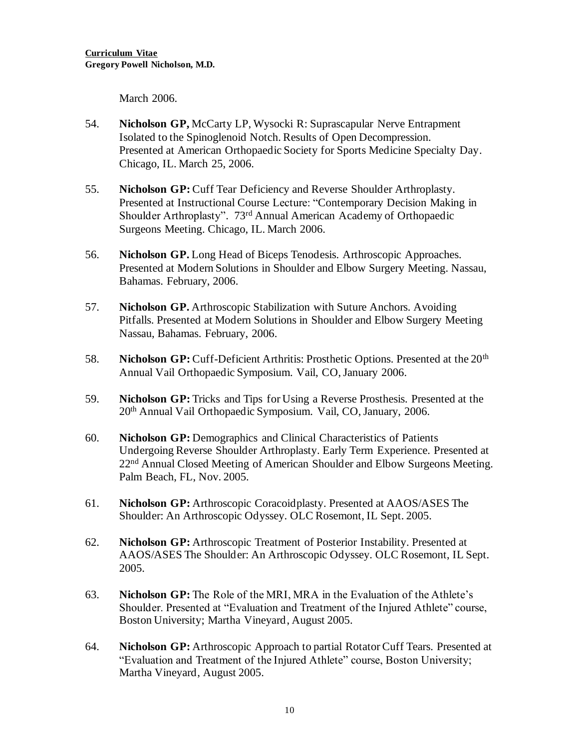March 2006.

54. **Nicholson GP,** McCarty LP, Wysocki R: Suprascapular Nerve Entrapment Isolated to the Spinoglenoid Notch. Results of Open Decompression. Presented at American Orthopaedic Society for Sports Medicine Specialty Day. Chicago, IL. March 25, 2006.

55. **Nicholson GP:** Cuff Tear Deficiency and Reverse Shoulder Arthroplasty. Presented at Instructional Course Lecture: "Contemporary Decision Making in Shoulder Arthroplasty". 73rd Annual American Academy of Orthopaedic Surgeons Meeting. Chicago, IL. March 2006.

56. **Nicholson GP.** Long Head of Biceps Tenodesis. Arthroscopic Approaches. Presented at Modern Solutions in Shoulder and Elbow Surgery Meeting. Nassau, Bahamas. February, 2006.

57. **Nicholson GP.** Arthroscopic Stabilization with Suture Anchors. Avoiding Pitfalls. Presented at Modern Solutions in Shoulder and Elbow Surgery Meeting Nassau, Bahamas. February, 2006.

58. **Nicholson GP:** Cuff-Deficient Arthritis: Prosthetic Options. Presented at the 20th Annual Vail Orthopaedic Symposium. Vail, CO, January 2006.

59. **Nicholson GP:** Tricks and Tips for Using a Reverse Prosthesis. Presented at the 20th Annual Vail Orthopaedic Symposium. Vail, CO, January, 2006.

60. **Nicholson GP:** Demographics and Clinical Characteristics of Patients Undergoing Reverse Shoulder Arthroplasty. Early Term Experience. Presented at 22nd Annual Closed Meeting of American Shoulder and Elbow Surgeons Meeting. Palm Beach, FL, Nov. 2005.

61. **Nicholson GP:** Arthroscopic Coracoidplasty. Presented at AAOS/ASES The Shoulder: An Arthroscopic Odyssey. OLC Rosemont, IL Sept. 2005.

62. **Nicholson GP:** Arthroscopic Treatment of Posterior Instability. Presented at AAOS/ASES The Shoulder: An Arthroscopic Odyssey. OLC Rosemont, IL Sept. 2005.

63. **Nicholson GP:** The Role of the MRI, MRA in the Evaluation of the Athlete's Shoulder. Presented at "Evaluation and Treatment of the Injured Athlete" course, Boston University; Martha Vineyard, August 2005.

64. **Nicholson GP:** Arthroscopic Approach to partial Rotator Cuff Tears. Presented at "Evaluation and Treatment of the Injured Athlete" course, Boston University; Martha Vineyard, August 2005.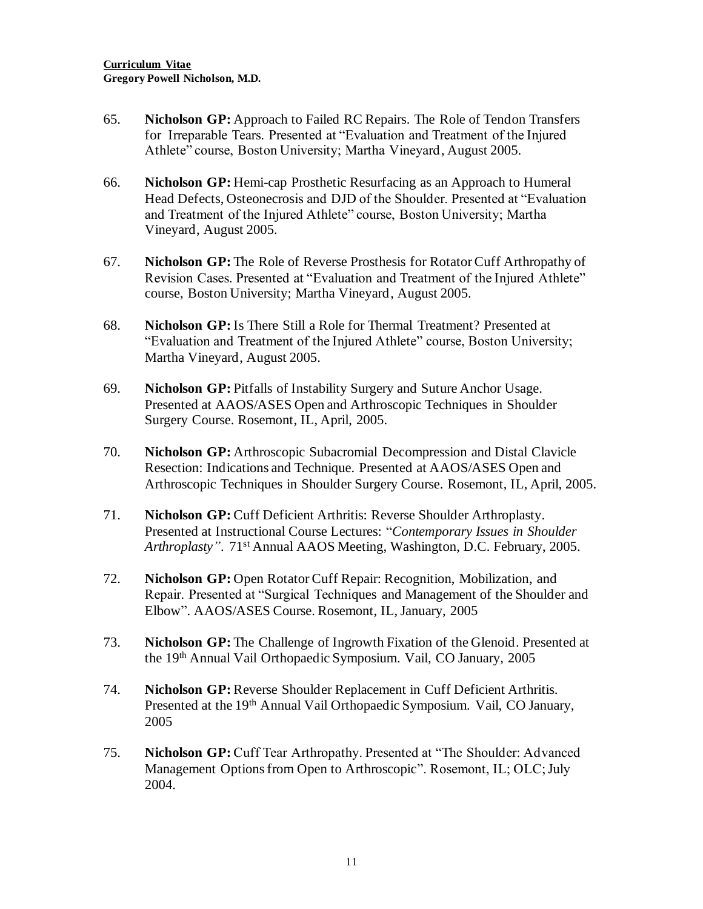65. **Nicholson GP:** Approach to Failed RC Repairs. The Role of Tendon Transfers for Irreparable Tears. Presented at "Evaluation and Treatment of the Injured Athlete" course, Boston University; Martha Vineyard, August 2005.

66. **Nicholson GP:** Hemi-cap Prosthetic Resurfacing as an Approach to Humeral Head Defects, Osteonecrosis and DJD of the Shoulder. Presented at "Evaluation and Treatment of the Injured Athlete" course, Boston University; Martha Vineyard, August 2005.

67. **Nicholson GP:** The Role of Reverse Prosthesis for Rotator Cuff Arthropathy of Revision Cases. Presented at "Evaluation and Treatment of the Injured Athlete" course, Boston University; Martha Vineyard, August 2005.

68. **Nicholson GP:** Is There Still a Role for Thermal Treatment? Presented at "Evaluation and Treatment of the Injured Athlete" course, Boston University; Martha Vineyard, August 2005.

69. **Nicholson GP:** Pitfalls of Instability Surgery and Suture Anchor Usage. Presented at AAOS/ASES Open and Arthroscopic Techniques in Shoulder Surgery Course. Rosemont, IL, April, 2005.

70. **Nicholson GP:** Arthroscopic Subacromial Decompression and Distal Clavicle Resection: Indications and Technique. Presented at AAOS/ASES Open and Arthroscopic Techniques in Shoulder Surgery Course. Rosemont, IL, April, 2005.

71. **Nicholson GP:** Cuff Deficient Arthritis: Reverse Shoulder Arthroplasty. Presented at Instructional Course Lectures: "*Contemporary Issues in Shoulder Arthroplasty"*. 71st Annual AAOS Meeting, Washington, D.C. February, 2005.

72. **Nicholson GP:** Open Rotator Cuff Repair: Recognition, Mobilization, and Repair. Presented at "Surgical Techniques and Management of the Shoulder and Elbow". AAOS/ASES Course. Rosemont, IL, January, 2005

73. **Nicholson GP:** The Challenge of Ingrowth Fixation of the Glenoid. Presented at the 19th Annual Vail Orthopaedic Symposium. Vail, CO January, 2005

74. **Nicholson GP:** Reverse Shoulder Replacement in Cuff Deficient Arthritis. Presented at the 19th Annual Vail Orthopaedic Symposium. Vail, CO January, 2005

75. **Nicholson GP:** Cuff Tear Arthropathy. Presented at "The Shoulder: Advanced Management Options from Open to Arthroscopic". Rosemont, IL; OLC; July 2004.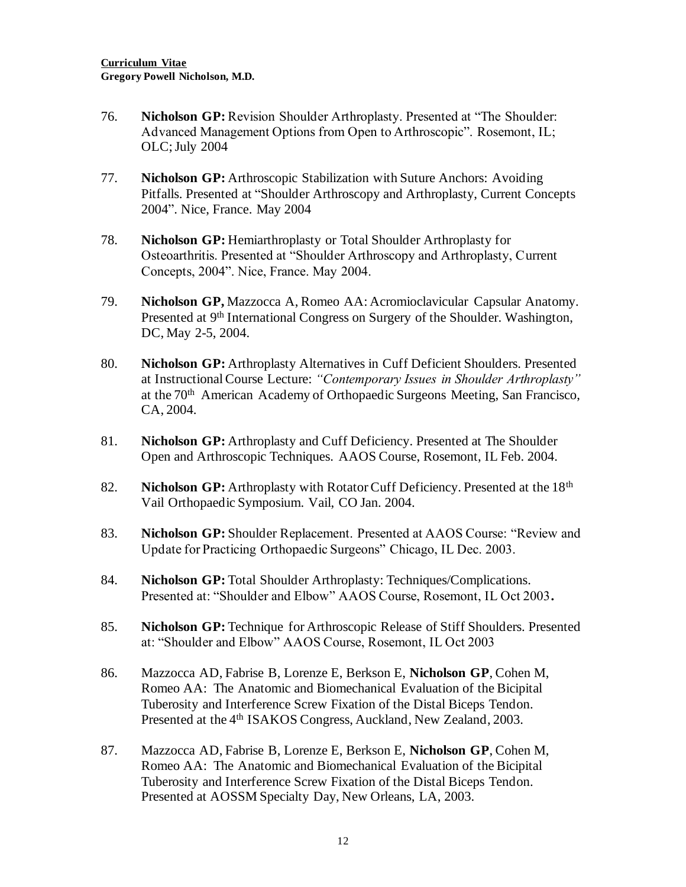76. **Nicholson GP:** Revision Shoulder Arthroplasty. Presented at "The Shoulder: Advanced Management Options from Open to Arthroscopic". Rosemont, IL; OLC; July 2004

77. **Nicholson GP:** Arthroscopic Stabilization with Suture Anchors: Avoiding Pitfalls. Presented at "Shoulder Arthroscopy and Arthroplasty, Current Concepts 2004". Nice, France. May 2004

78. **Nicholson GP:** Hemiarthroplasty or Total Shoulder Arthroplasty for Osteoarthritis. Presented at "Shoulder Arthroscopy and Arthroplasty, Current Concepts, 2004". Nice, France. May 2004.

79. **Nicholson GP,** Mazzocca A, Romeo AA: Acromioclavicular Capsular Anatomy. Presented at 9th International Congress on Surgery of the Shoulder. Washington, DC, May 2-5, 2004.

80. **Nicholson GP:** Arthroplasty Alternatives in Cuff Deficient Shoulders. Presented at Instructional Course Lecture: *"Contemporary Issues in Shoulder Arthroplasty"* at the 70th American Academy of Orthopaedic Surgeons Meeting, San Francisco, CA, 2004.

81. **Nicholson GP:** Arthroplasty and Cuff Deficiency. Presented at The Shoulder Open and Arthroscopic Techniques. AAOS Course, Rosemont, IL Feb. 2004.

82. **Nicholson GP:** Arthroplasty with Rotator Cuff Deficiency. Presented at the 18th Vail Orthopaedic Symposium. Vail, CO Jan. 2004.

83. **Nicholson GP:** Shoulder Replacement. Presented at AAOS Course: "Review and Update for Practicing Orthopaedic Surgeons" Chicago, IL Dec. 2003.

84. **Nicholson GP:** Total Shoulder Arthroplasty: Techniques/Complications. Presented at: "Shoulder and Elbow" AAOS Course, Rosemont, IL Oct 2003**.**

85. **Nicholson GP:** Technique for Arthroscopic Release of Stiff Shoulders. Presented at: "Shoulder and Elbow" AAOS Course, Rosemont, IL Oct 2003

86. Mazzocca AD, Fabrise B, Lorenze E, Berkson E, **Nicholson GP**, Cohen M, Romeo AA: The Anatomic and Biomechanical Evaluation of the Bicipital Tuberosity and Interference Screw Fixation of the Distal Biceps Tendon. Presented at the 4th ISAKOS Congress, Auckland, New Zealand, 2003.

87. Mazzocca AD, Fabrise B, Lorenze E, Berkson E, **Nicholson GP**, Cohen M, Romeo AA: The Anatomic and Biomechanical Evaluation of the Bicipital Tuberosity and Interference Screw Fixation of the Distal Biceps Tendon. Presented at AOSSM Specialty Day, New Orleans, LA, 2003.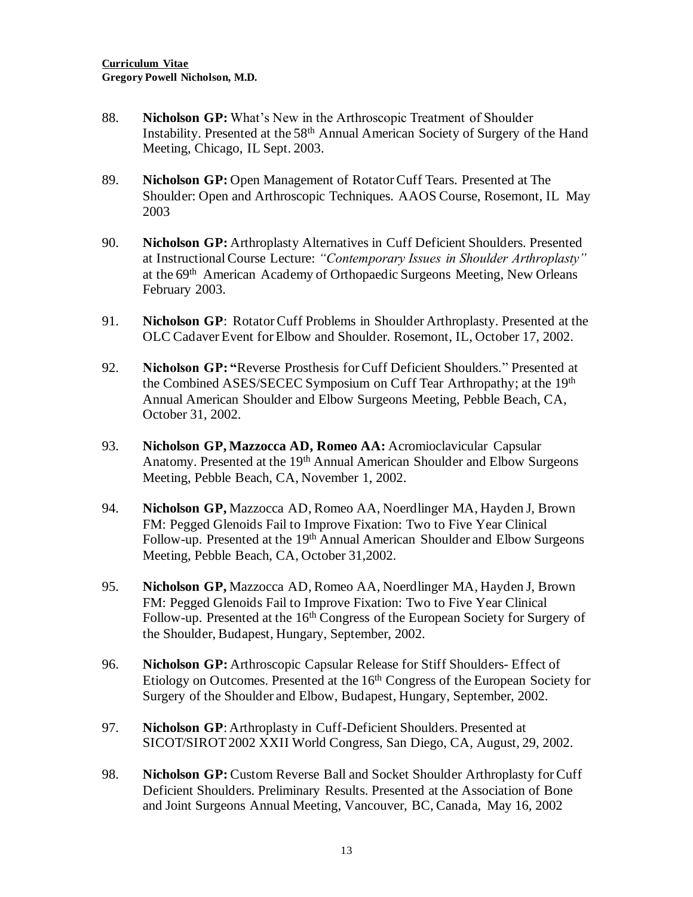88. **Nicholson GP:** What's New in the Arthroscopic Treatment of Shoulder Instability. Presented at the 58th Annual American Society of Surgery of the Hand Meeting, Chicago, IL Sept. 2003.

89. **Nicholson GP:** Open Management of Rotator Cuff Tears. Presented at The Shoulder: Open and Arthroscopic Techniques. AAOS Course, Rosemont, IL May 2003

90. **Nicholson GP:** Arthroplasty Alternatives in Cuff Deficient Shoulders. Presented at Instructional Course Lecture: *"Contemporary Issues in Shoulder Arthroplasty"* at the 69th American Academy of Orthopaedic Surgeons Meeting, New Orleans February 2003.

91. **Nicholson GP**: Rotator Cuff Problems in Shoulder Arthroplasty. Presented at the OLC Cadaver Event for Elbow and Shoulder. Rosemont, IL, October 17, 2002.

92. **Nicholson GP: "**Reverse Prosthesis for Cuff Deficient Shoulders." Presented at the Combined ASES/SECEC Symposium on Cuff Tear Arthropathy; at the 19th Annual American Shoulder and Elbow Surgeons Meeting, Pebble Beach, CA, October 31, 2002.

93. **Nicholson GP, Mazzocca AD, Romeo AA:** Acromioclavicular Capsular Anatomy. Presented at the 19th Annual American Shoulder and Elbow Surgeons Meeting, Pebble Beach, CA, November 1, 2002.

94. **Nicholson GP,** Mazzocca AD, Romeo AA, Noerdlinger MA, Hayden J, Brown FM: Pegged Glenoids Fail to Improve Fixation: Two to Five Year Clinical Follow-up. Presented at the 19th Annual American Shoulder and Elbow Surgeons Meeting, Pebble Beach, CA, October 31,2002.

95. **Nicholson GP,** Mazzocca AD, Romeo AA, Noerdlinger MA, Hayden J, Brown FM: Pegged Glenoids Fail to Improve Fixation: Two to Five Year Clinical Follow-up. Presented at the 16th Congress of the European Society for Surgery of the Shoulder, Budapest, Hungary, September, 2002.

96. **Nicholson GP:** Arthroscopic Capsular Release for Stiff Shoulders- Effect of Etiology on Outcomes. Presented at the 16th Congress of the European Society for Surgery of the Shoulder and Elbow, Budapest, Hungary, September, 2002.

97. **Nicholson GP**: Arthroplasty in Cuff-Deficient Shoulders. Presented at SICOT/SIROT 2002 XXII World Congress, San Diego, CA, August, 29, 2002.

98. **Nicholson GP:** Custom Reverse Ball and Socket Shoulder Arthroplasty for Cuff Deficient Shoulders. Preliminary Results. Presented at the Association of Bone and Joint Surgeons Annual Meeting, Vancouver, BC, Canada, May 16, 2002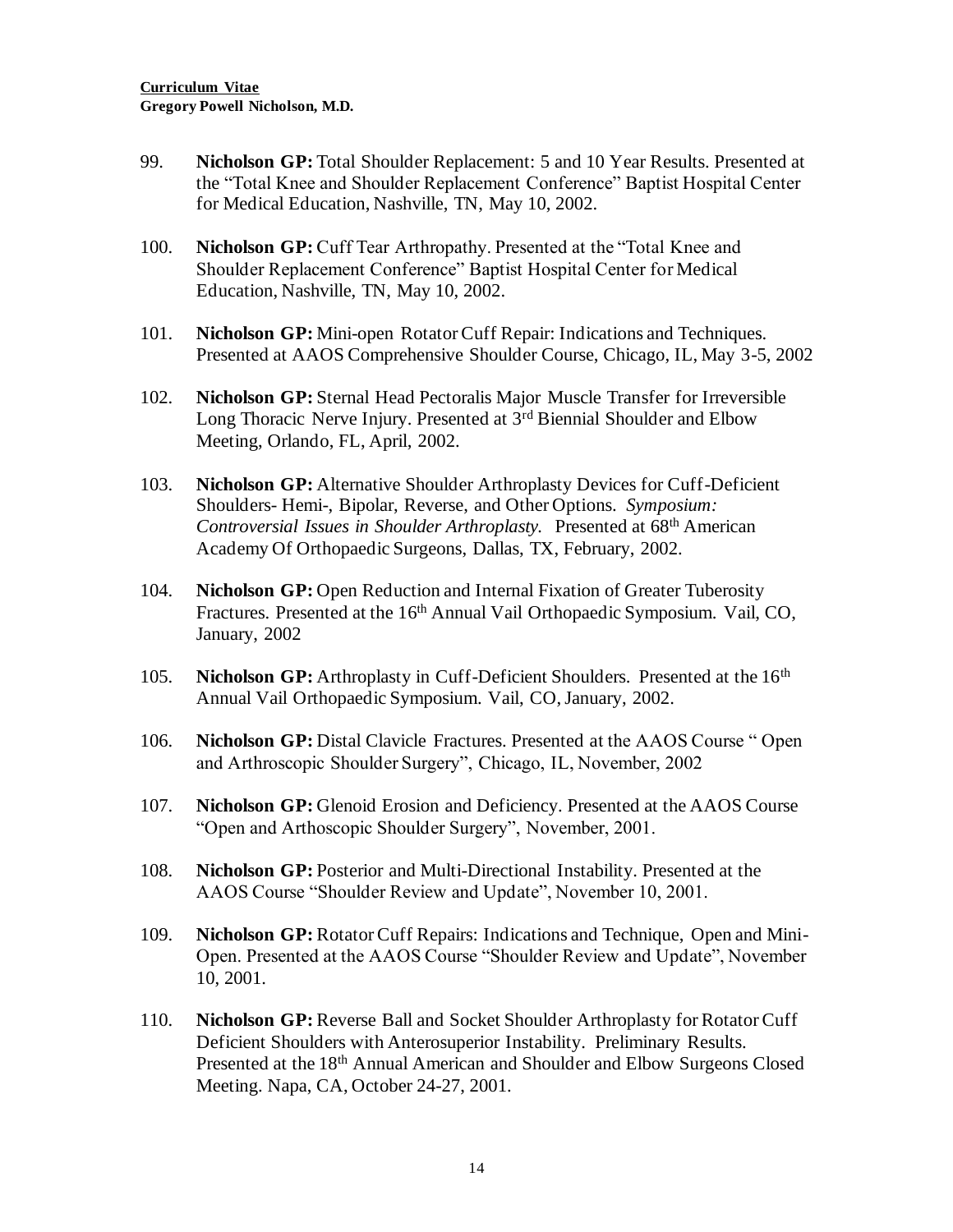99. **Nicholson GP:** Total Shoulder Replacement: 5 and 10 Year Results. Presented at the "Total Knee and Shoulder Replacement Conference" Baptist Hospital Center for Medical Education, Nashville, TN, May 10, 2002.

100. **Nicholson GP:** Cuff Tear Arthropathy. Presented at the "Total Knee and Shoulder Replacement Conference" Baptist Hospital Center for Medical Education, Nashville, TN, May 10, 2002.

101. **Nicholson GP:** Mini-open Rotator Cuff Repair: Indications and Techniques. Presented at AAOS Comprehensive Shoulder Course, Chicago, IL, May 3-5, 2002

102. **Nicholson GP:** Sternal Head Pectoralis Major Muscle Transfer for Irreversible Long Thoracic Nerve Injury. Presented at 3rd Biennial Shoulder and Elbow Meeting, Orlando, FL, April, 2002.

103. **Nicholson GP:** Alternative Shoulder Arthroplasty Devices for Cuff-Deficient Shoulders- Hemi-, Bipolar, Reverse, and Other Options. *Symposium: Controversial Issues in Shoulder Arthroplasty.* Presented at 68th American Academy Of Orthopaedic Surgeons, Dallas, TX, February, 2002.

104. **Nicholson GP:** Open Reduction and Internal Fixation of Greater Tuberosity Fractures. Presented at the 16th Annual Vail Orthopaedic Symposium. Vail, CO, January, 2002

105. **Nicholson GP:** Arthroplasty in Cuff-Deficient Shoulders. Presented at the 16th Annual Vail Orthopaedic Symposium. Vail, CO, January, 2002.

106. **Nicholson GP:** Distal Clavicle Fractures. Presented at the AAOS Course " Open and Arthroscopic Shoulder Surgery", Chicago, IL, November, 2002

107. **Nicholson GP:** Glenoid Erosion and Deficiency. Presented at the AAOS Course "Open and Arthoscopic Shoulder Surgery", November, 2001.

108. **Nicholson GP:** Posterior and Multi-Directional Instability. Presented at the AAOS Course "Shoulder Review and Update", November 10, 2001.

109. **Nicholson GP:** Rotator Cuff Repairs: Indications and Technique, Open and Mini-Open. Presented at the AAOS Course "Shoulder Review and Update", November 10, 2001.

110. **Nicholson GP:** Reverse Ball and Socket Shoulder Arthroplasty for Rotator Cuff Deficient Shoulders with Anterosuperior Instability. Preliminary Results. Presented at the 18th Annual American and Shoulder and Elbow Surgeons Closed Meeting. Napa, CA, October 24-27, 2001.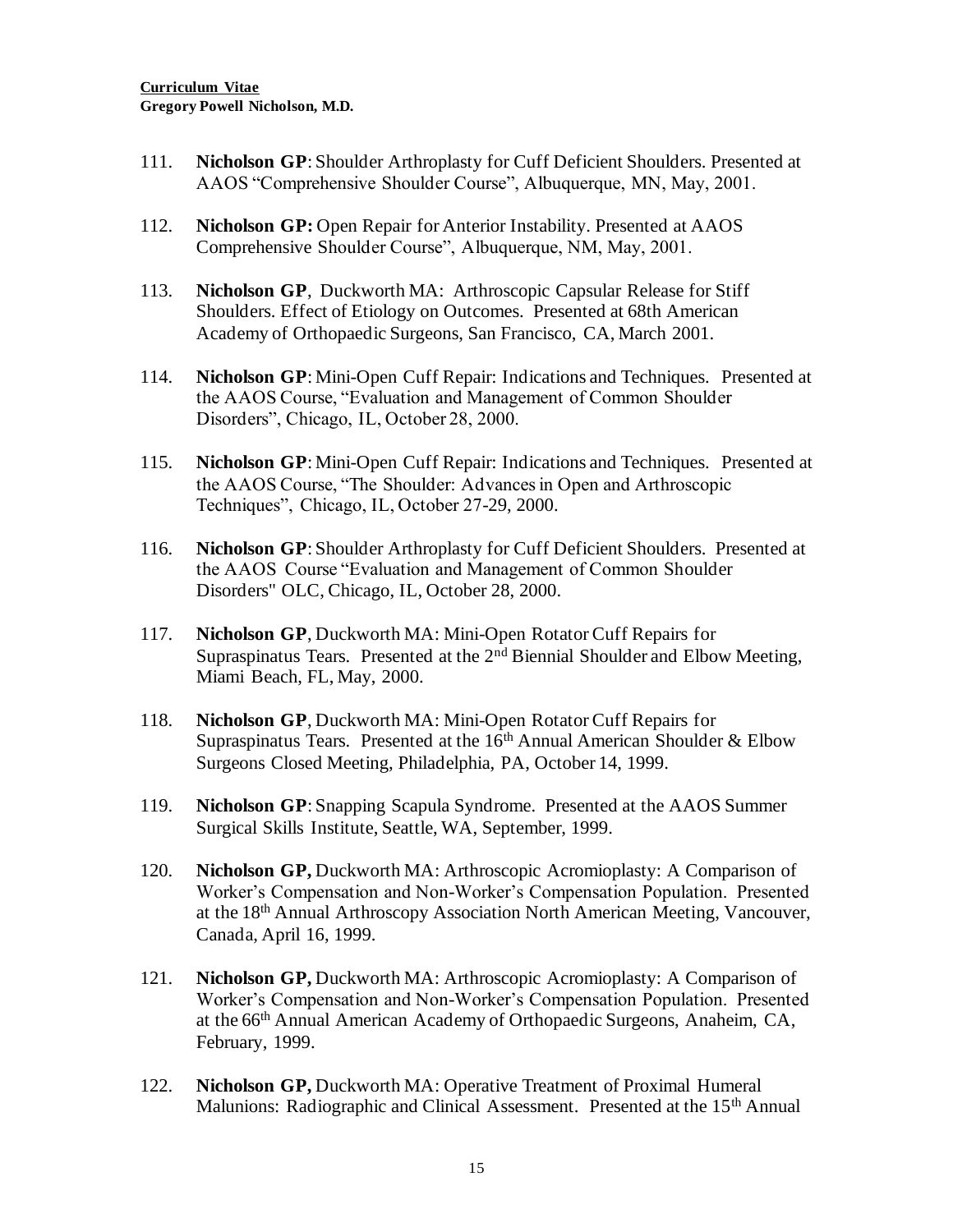111. **Nicholson GP**: Shoulder Arthroplasty for Cuff Deficient Shoulders. Presented at AAOS "Comprehensive Shoulder Course", Albuquerque, MN, May, 2001.

112. **Nicholson GP:** Open Repair for Anterior Instability. Presented at AAOS Comprehensive Shoulder Course", Albuquerque, NM, May, 2001.

113. **Nicholson GP**, Duckworth MA: Arthroscopic Capsular Release for Stiff Shoulders. Effect of Etiology on Outcomes. Presented at 68th American Academy of Orthopaedic Surgeons, San Francisco, CA, March 2001.

114. **Nicholson GP**: Mini-Open Cuff Repair: Indications and Techniques. Presented at the AAOS Course, "Evaluation and Management of Common Shoulder Disorders", Chicago, IL, October 28, 2000.

115. **Nicholson GP**: Mini-Open Cuff Repair: Indications and Techniques. Presented at the AAOS Course, "The Shoulder: Advances in Open and Arthroscopic Techniques", Chicago, IL, October 27-29, 2000.

116. **Nicholson GP**: Shoulder Arthroplasty for Cuff Deficient Shoulders. Presented at the AAOS Course "Evaluation and Management of Common Shoulder Disorders" OLC, Chicago, IL, October 28, 2000.

117. **Nicholson GP**, Duckworth MA: Mini-Open Rotator Cuff Repairs for Supraspinatus Tears. Presented at the 2nd Biennial Shoulder and Elbow Meeting, Miami Beach, FL, May, 2000.

118. **Nicholson GP**, Duckworth MA: Mini-Open Rotator Cuff Repairs for Supraspinatus Tears. Presented at the 16th Annual American Shoulder & Elbow Surgeons Closed Meeting, Philadelphia, PA, October 14, 1999.

119. **Nicholson GP**: Snapping Scapula Syndrome. Presented at the AAOS Summer Surgical Skills Institute, Seattle, WA, September, 1999.

120. **Nicholson GP,** Duckworth MA: Arthroscopic Acromioplasty: A Comparison of Worker's Compensation and Non-Worker's Compensation Population. Presented at the 18th Annual Arthroscopy Association North American Meeting, Vancouver, Canada, April 16, 1999.

121. **Nicholson GP,** Duckworth MA: Arthroscopic Acromioplasty: A Comparison of Worker's Compensation and Non-Worker's Compensation Population. Presented at the 66th Annual American Academy of Orthopaedic Surgeons, Anaheim, CA, February, 1999.

122. **Nicholson GP,** Duckworth MA: Operative Treatment of Proximal Humeral Malunions: Radiographic and Clinical Assessment. Presented at the 15th Annual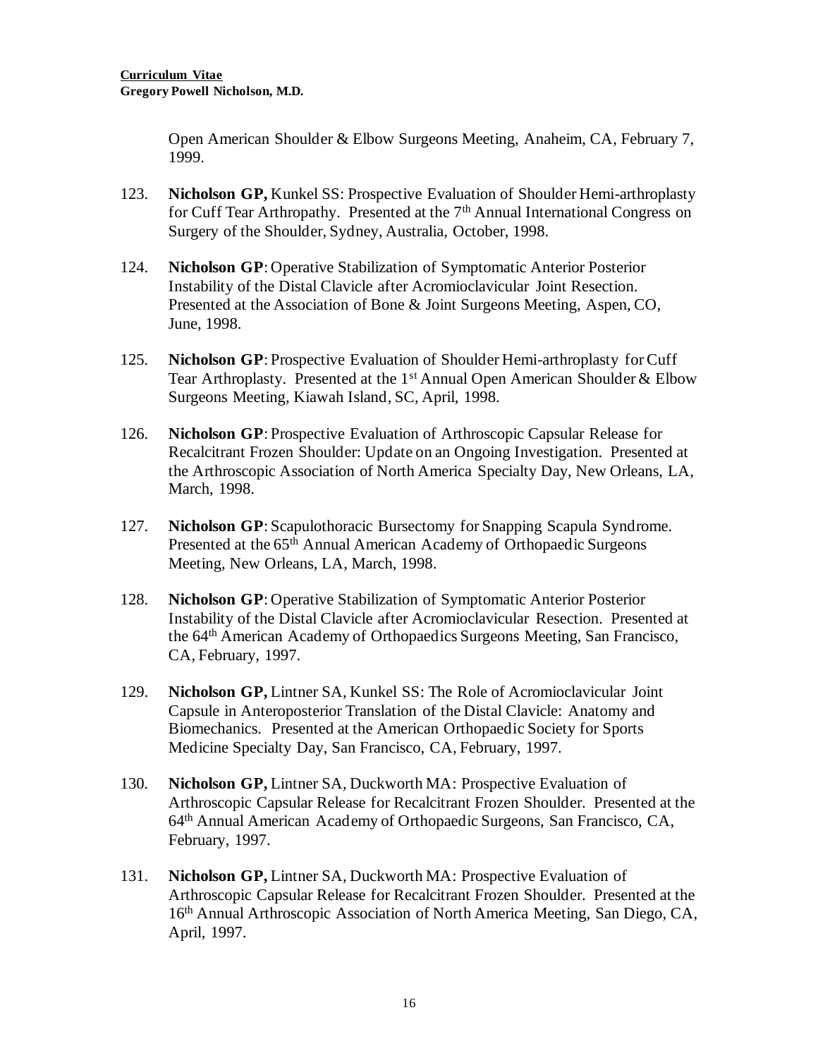Open American Shoulder & Elbow Surgeons Meeting, Anaheim, CA, February 7, 1999.

123. **Nicholson GP,** Kunkel SS: Prospective Evaluation of Shoulder Hemi-arthroplasty for Cuff Tear Arthropathy. Presented at the 7th Annual International Congress on Surgery of the Shoulder, Sydney, Australia, October, 1998.

124. **Nicholson GP**: Operative Stabilization of Symptomatic Anterior Posterior Instability of the Distal Clavicle after Acromioclavicular Joint Resection. Presented at the Association of Bone & Joint Surgeons Meeting, Aspen, CO, June, 1998.

125. **Nicholson GP**: Prospective Evaluation of Shoulder Hemi-arthroplasty for Cuff Tear Arthroplasty. Presented at the 1st Annual Open American Shoulder & Elbow Surgeons Meeting, Kiawah Island, SC, April, 1998.

126. **Nicholson GP**: Prospective Evaluation of Arthroscopic Capsular Release for Recalcitrant Frozen Shoulder: Update on an Ongoing Investigation. Presented at the Arthroscopic Association of North America Specialty Day, New Orleans, LA, March, 1998.

127. **Nicholson GP**: Scapulothoracic Bursectomy for Snapping Scapula Syndrome. Presented at the 65th Annual American Academy of Orthopaedic Surgeons Meeting, New Orleans, LA, March, 1998.

128. **Nicholson GP**: Operative Stabilization of Symptomatic Anterior Posterior Instability of the Distal Clavicle after Acromioclavicular Resection. Presented at the 64th American Academy of Orthopaedics Surgeons Meeting, San Francisco, CA, February, 1997.

129. **Nicholson GP,** Lintner SA, Kunkel SS: The Role of Acromioclavicular Joint Capsule in Anteroposterior Translation of the Distal Clavicle: Anatomy and Biomechanics. Presented at the American Orthopaedic Society for Sports Medicine Specialty Day, San Francisco, CA, February, 1997.

130. **Nicholson GP,** Lintner SA, Duckworth MA: Prospective Evaluation of Arthroscopic Capsular Release for Recalcitrant Frozen Shoulder. Presented at the 64th Annual American Academy of Orthopaedic Surgeons, San Francisco, CA, February, 1997.

131. **Nicholson GP,** Lintner SA, Duckworth MA: Prospective Evaluation of Arthroscopic Capsular Release for Recalcitrant Frozen Shoulder. Presented at the 16th Annual Arthroscopic Association of North America Meeting, San Diego, CA, April, 1997.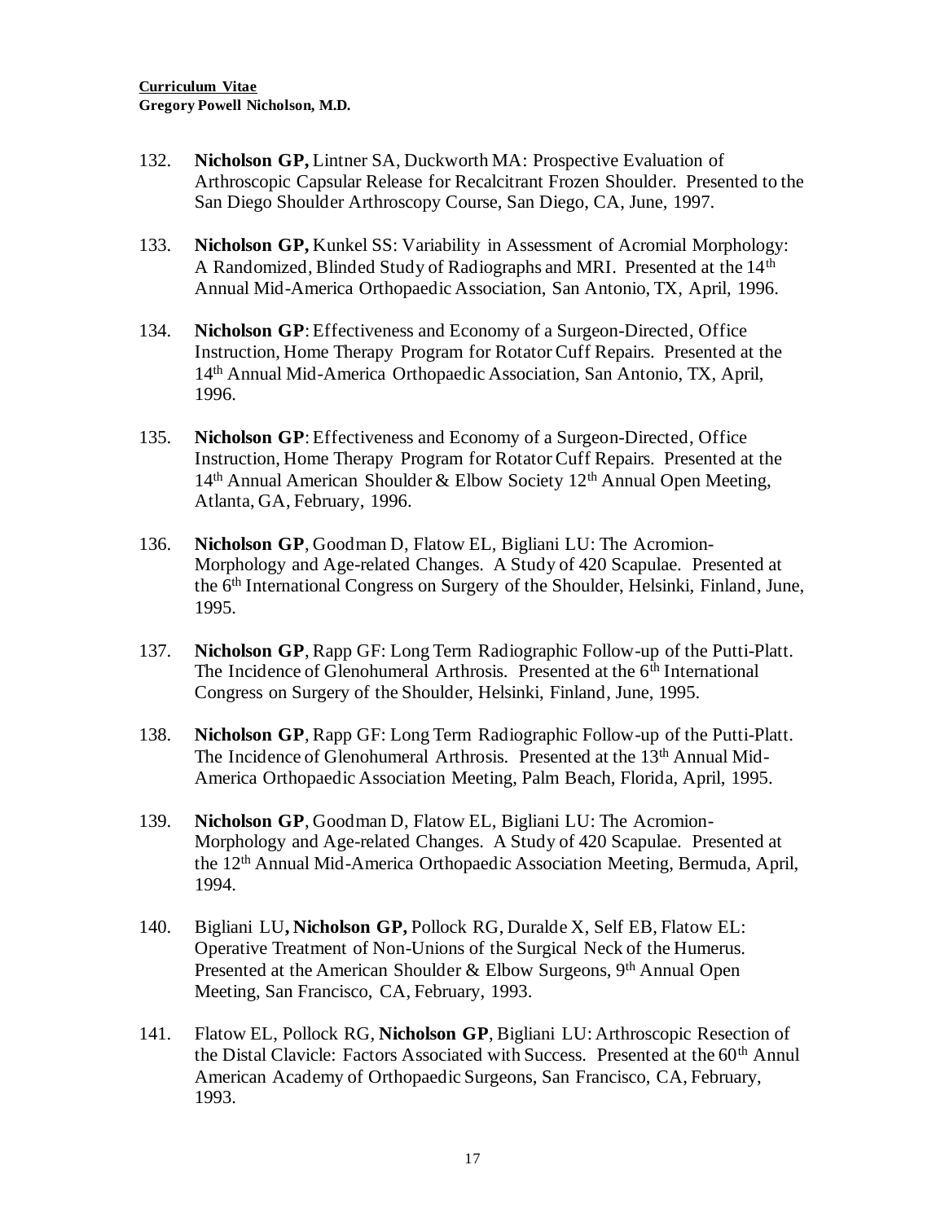132. **Nicholson GP,** Lintner SA, Duckworth MA: Prospective Evaluation of Arthroscopic Capsular Release for Recalcitrant Frozen Shoulder. Presented to the San Diego Shoulder Arthroscopy Course, San Diego, CA, June, 1997.

133. **Nicholson GP,** Kunkel SS: Variability in Assessment of Acromial Morphology: A Randomized, Blinded Study of Radiographs and MRI. Presented at the 14th Annual Mid-America Orthopaedic Association, San Antonio, TX, April, 1996.

134. **Nicholson GP**: Effectiveness and Economy of a Surgeon-Directed, Office Instruction, Home Therapy Program for Rotator Cuff Repairs. Presented at the 14th Annual Mid-America Orthopaedic Association, San Antonio, TX, April, 1996.

135. **Nicholson GP**: Effectiveness and Economy of a Surgeon-Directed, Office Instruction, Home Therapy Program for Rotator Cuff Repairs. Presented at the 14th Annual American Shoulder & Elbow Society 12th Annual Open Meeting, Atlanta, GA, February, 1996.

136. **Nicholson GP**, Goodman D, Flatow EL, Bigliani LU: The Acromion-Morphology and Age-related Changes. A Study of 420 Scapulae. Presented at the 6th International Congress on Surgery of the Shoulder, Helsinki, Finland, June, 1995.

137. **Nicholson GP**, Rapp GF: Long Term Radiographic Follow-up of the Putti-Platt. The Incidence of Glenohumeral Arthrosis. Presented at the 6th International Congress on Surgery of the Shoulder, Helsinki, Finland, June, 1995.

138. **Nicholson GP**, Rapp GF: Long Term Radiographic Follow-up of the Putti-Platt. The Incidence of Glenohumeral Arthrosis. Presented at the 13th Annual Mid-America Orthopaedic Association Meeting, Palm Beach, Florida, April, 1995.

139. **Nicholson GP**, Goodman D, Flatow EL, Bigliani LU: The Acromion-Morphology and Age-related Changes. A Study of 420 Scapulae. Presented at the 12th Annual Mid-America Orthopaedic Association Meeting, Bermuda, April, 1994.

140. Bigliani LU**, Nicholson GP,** Pollock RG, Duralde X, Self EB, Flatow EL: Operative Treatment of Non-Unions of the Surgical Neck of the Humerus. Presented at the American Shoulder & Elbow Surgeons, 9th Annual Open Meeting, San Francisco, CA, February, 1993.

141. Flatow EL, Pollock RG, **Nicholson GP**, Bigliani LU: Arthroscopic Resection of the Distal Clavicle: Factors Associated with Success. Presented at the 60th Annul American Academy of Orthopaedic Surgeons, San Francisco, CA, February, 1993.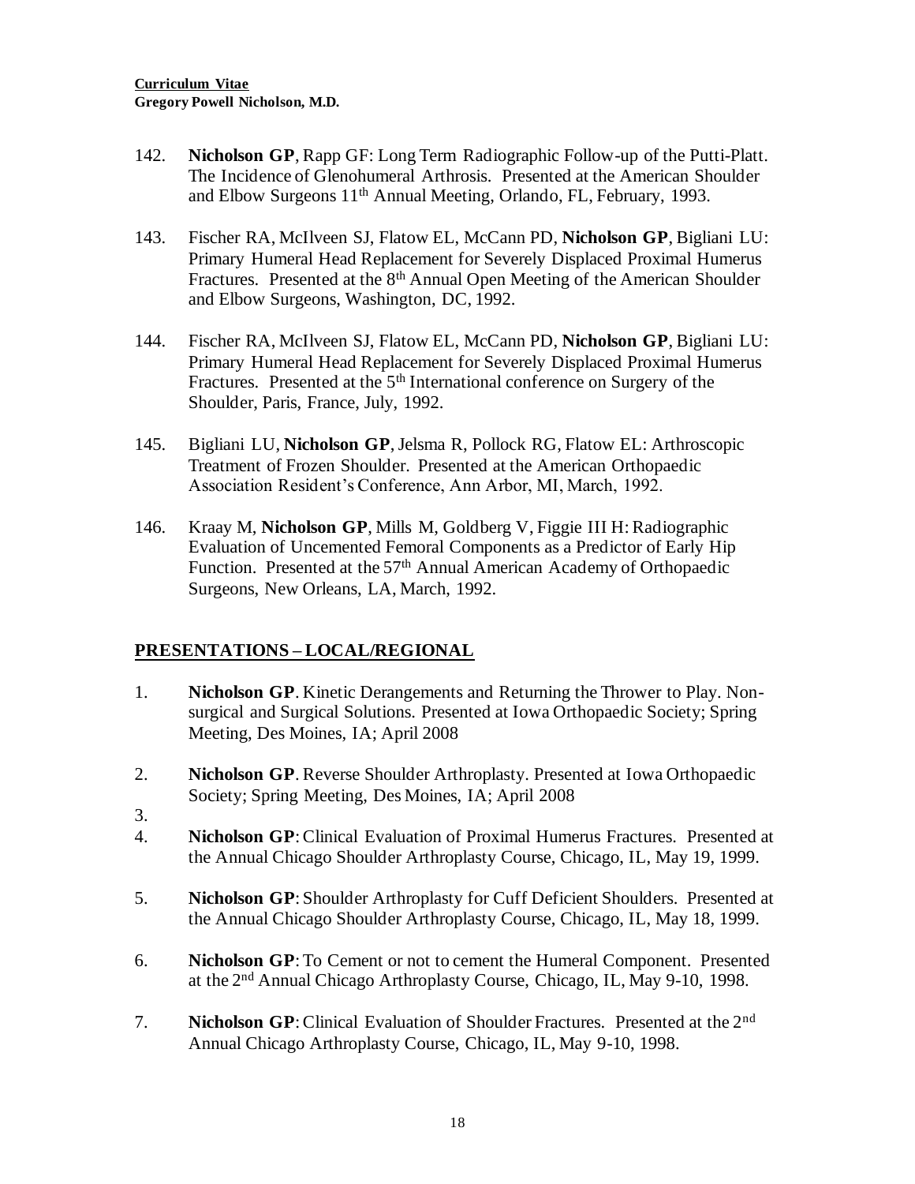142. **Nicholson GP**, Rapp GF: Long Term Radiographic Follow-up of the Putti-Platt. The Incidence of Glenohumeral Arthrosis. Presented at the American Shoulder and Elbow Surgeons 11th Annual Meeting, Orlando, FL, February, 1993.

143. Fischer RA, McIlveen SJ, Flatow EL, McCann PD, **Nicholson GP**, Bigliani LU: Primary Humeral Head Replacement for Severely Displaced Proximal Humerus Fractures. Presented at the 8th Annual Open Meeting of the American Shoulder and Elbow Surgeons, Washington, DC, 1992.

144. Fischer RA, McIlveen SJ, Flatow EL, McCann PD, **Nicholson GP**, Bigliani LU: Primary Humeral Head Replacement for Severely Displaced Proximal Humerus Fractures. Presented at the 5th International conference on Surgery of the Shoulder, Paris, France, July, 1992.

145. Bigliani LU, **Nicholson GP**, Jelsma R, Pollock RG, Flatow EL: Arthroscopic Treatment of Frozen Shoulder. Presented at the American Orthopaedic Association Resident's Conference, Ann Arbor, MI, March, 1992.

146. Kraay M, **Nicholson GP**, Mills M, Goldberg V, Figgie III H: Radiographic Evaluation of Uncemented Femoral Components as a Predictor of Early Hip Function. Presented at the 57th Annual American Academy of Orthopaedic Surgeons, New Orleans, LA, March, 1992.

## PRESENTATIONS – LOCAL/REGIONAL

1. **Nicholson GP**. Kinetic Derangements and Returning the Thrower to Play. Non-surgical and Surgical Solutions. Presented at Iowa Orthopaedic Society; Spring Meeting, Des Moines, IA; April 2008

2. **Nicholson GP**. Reverse Shoulder Arthroplasty. Presented at Iowa Orthopaedic Society; Spring Meeting, Des Moines, IA; April 2008

3. 

4. **Nicholson GP**: Clinical Evaluation of Proximal Humerus Fractures. Presented at the Annual Chicago Shoulder Arthroplasty Course, Chicago, IL, May 19, 1999.

5. **Nicholson GP**: Shoulder Arthroplasty for Cuff Deficient Shoulders. Presented at the Annual Chicago Shoulder Arthroplasty Course, Chicago, IL, May 18, 1999.

6. **Nicholson GP**: To Cement or not to cement the Humeral Component. Presented at the 2nd Annual Chicago Arthroplasty Course, Chicago, IL, May 9-10, 1998.

7. **Nicholson GP**: Clinical Evaluation of Shoulder Fractures. Presented at the 2nd Annual Chicago Arthroplasty Course, Chicago, IL, May 9-10, 1998.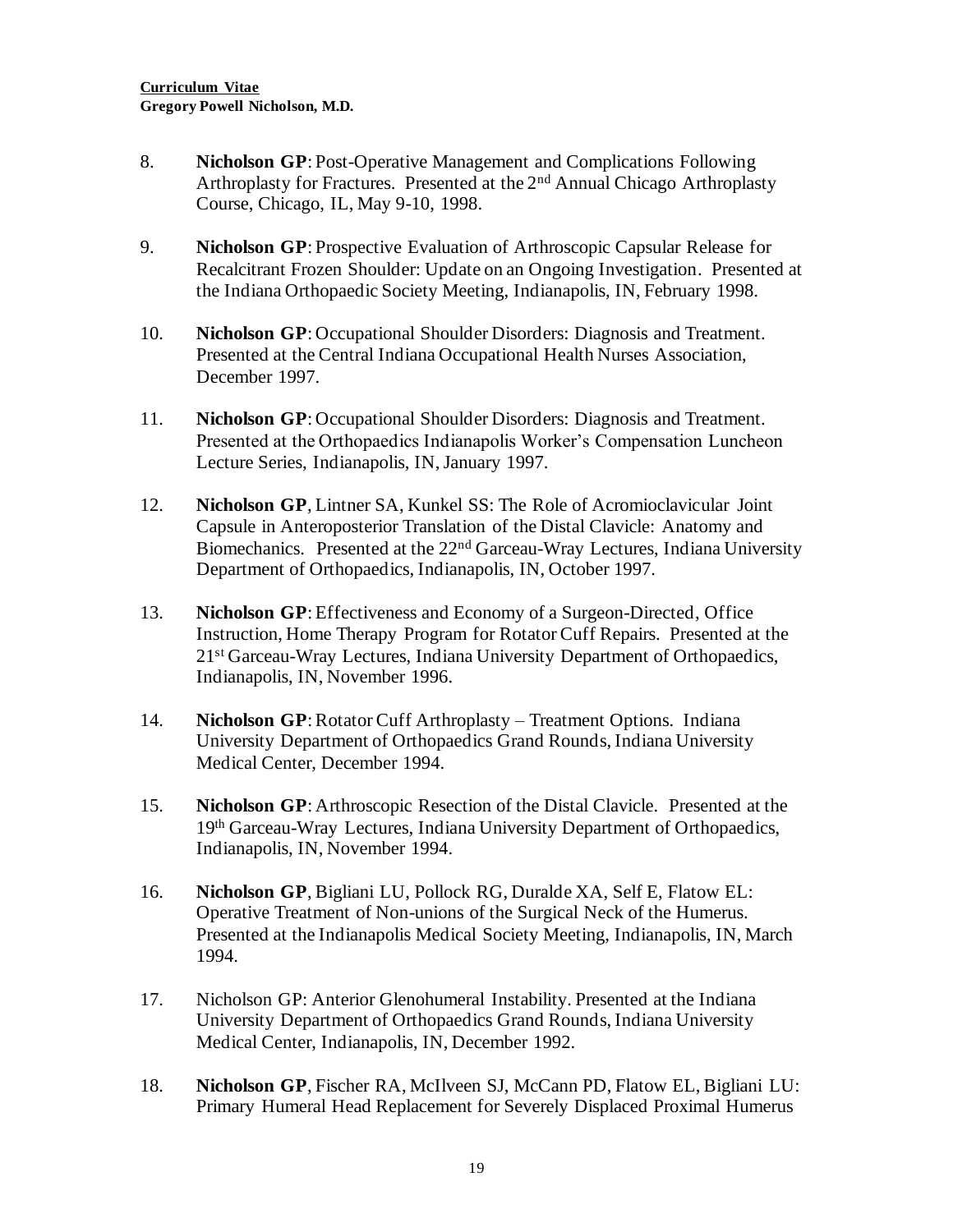8. **Nicholson GP**: Post-Operative Management and Complications Following Arthroplasty for Fractures. Presented at the 2nd Annual Chicago Arthroplasty Course, Chicago, IL, May 9-10, 1998.

9. **Nicholson GP**: Prospective Evaluation of Arthroscopic Capsular Release for Recalcitrant Frozen Shoulder: Update on an Ongoing Investigation. Presented at the Indiana Orthopaedic Society Meeting, Indianapolis, IN, February 1998.

10. **Nicholson GP**: Occupational Shoulder Disorders: Diagnosis and Treatment. Presented at the Central Indiana Occupational Health Nurses Association, December 1997.

11. **Nicholson GP**: Occupational Shoulder Disorders: Diagnosis and Treatment. Presented at the Orthopaedics Indianapolis Worker's Compensation Luncheon Lecture Series, Indianapolis, IN, January 1997.

12. **Nicholson GP**, Lintner SA, Kunkel SS: The Role of Acromioclavicular Joint Capsule in Anteroposterior Translation of the Distal Clavicle: Anatomy and Biomechanics. Presented at the 22nd Garceau-Wray Lectures, Indiana University Department of Orthopaedics, Indianapolis, IN, October 1997.

13. **Nicholson GP**: Effectiveness and Economy of a Surgeon-Directed, Office Instruction, Home Therapy Program for Rotator Cuff Repairs. Presented at the 21st Garceau-Wray Lectures, Indiana University Department of Orthopaedics, Indianapolis, IN, November 1996.

14. **Nicholson GP**: Rotator Cuff Arthroplasty – Treatment Options. Indiana University Department of Orthopaedics Grand Rounds, Indiana University Medical Center, December 1994.

15. **Nicholson GP**: Arthroscopic Resection of the Distal Clavicle. Presented at the 19th Garceau-Wray Lectures, Indiana University Department of Orthopaedics, Indianapolis, IN, November 1994.

16. **Nicholson GP**, Bigliani LU, Pollock RG, Duralde XA, Self E, Flatow EL: Operative Treatment of Non-unions of the Surgical Neck of the Humerus. Presented at the Indianapolis Medical Society Meeting, Indianapolis, IN, March 1994.

17. Nicholson GP: Anterior Glenohumeral Instability. Presented at the Indiana University Department of Orthopaedics Grand Rounds, Indiana University Medical Center, Indianapolis, IN, December 1992.

18. **Nicholson GP**, Fischer RA, McIlveen SJ, McCann PD, Flatow EL, Bigliani LU: Primary Humeral Head Replacement for Severely Displaced Proximal Humerus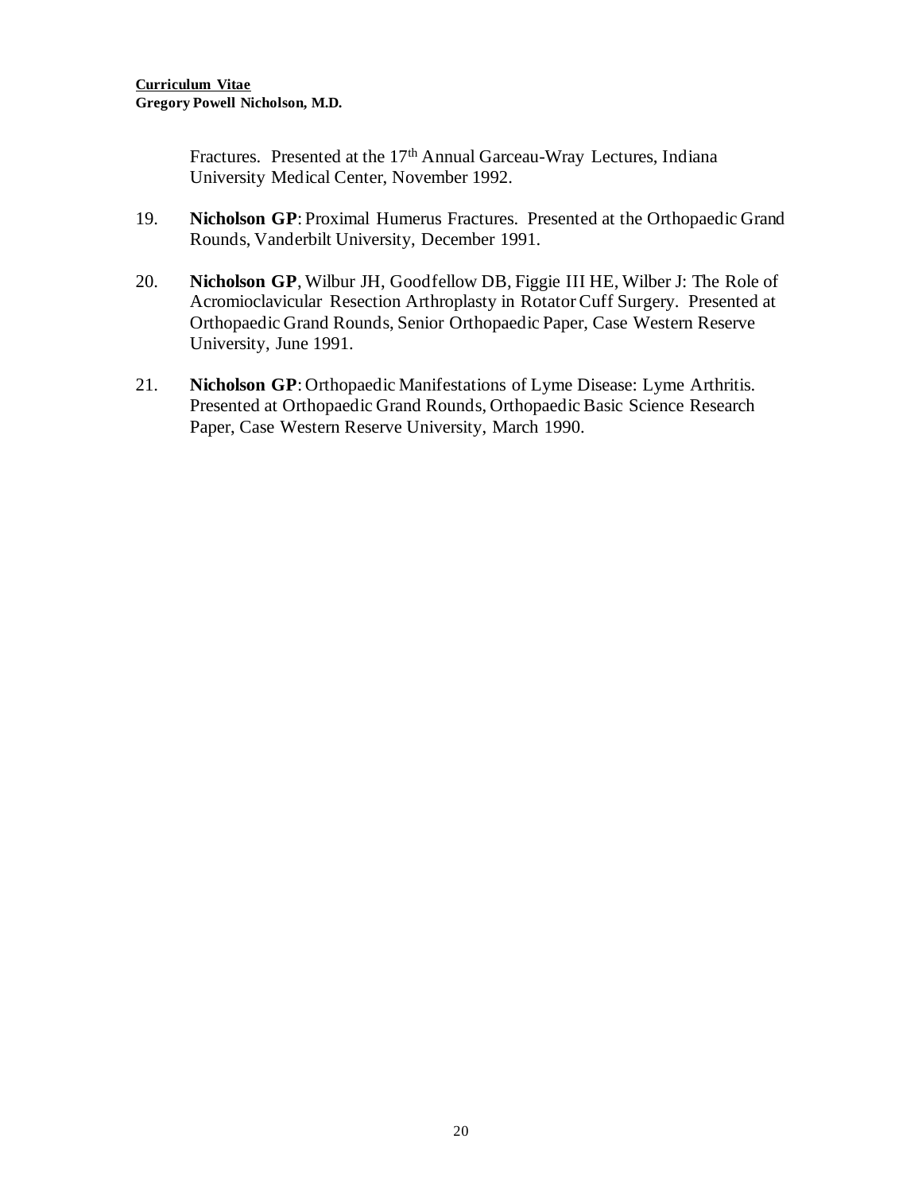Fractures. Presented at the 17th Annual Garceau-Wray Lectures, Indiana University Medical Center, November 1992.

19. **Nicholson GP**: Proximal Humerus Fractures. Presented at the Orthopaedic Grand Rounds, Vanderbilt University, December 1991.

20. **Nicholson GP**, Wilbur JH, Goodfellow DB, Figgie III HE, Wilber J: The Role of Acromioclavicular Resection Arthroplasty in Rotator Cuff Surgery. Presented at Orthopaedic Grand Rounds, Senior Orthopaedic Paper, Case Western Reserve University, June 1991.

21. **Nicholson GP**: Orthopaedic Manifestations of Lyme Disease: Lyme Arthritis. Presented at Orthopaedic Grand Rounds, Orthopaedic Basic Science Research Paper, Case Western Reserve University, March 1990.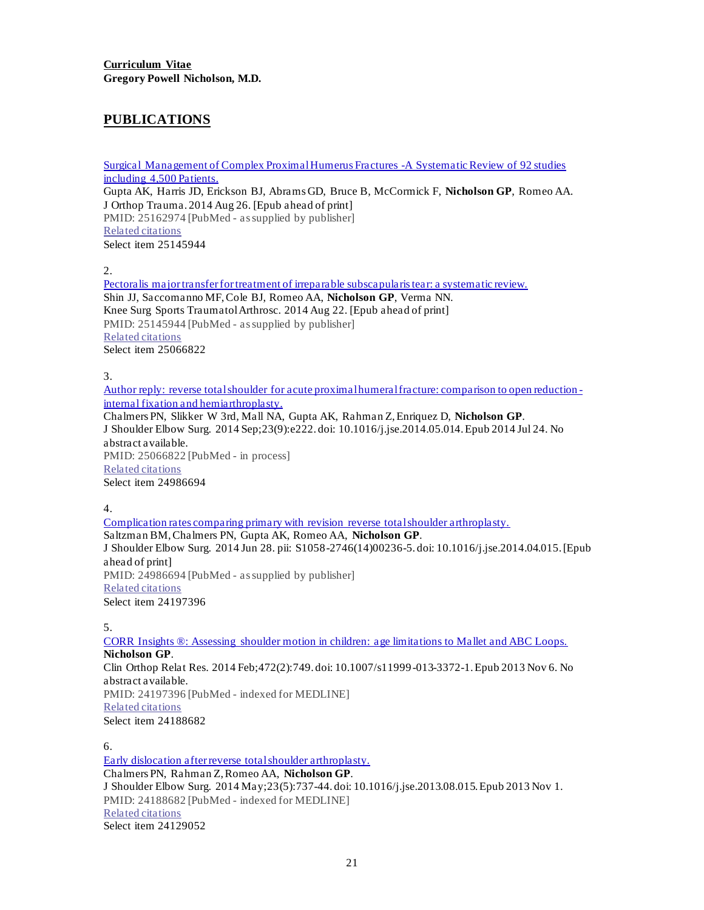**Curriculum Vitae**
**Gregory Powell Nicholson, M.D.**

## PUBLICATIONS

Surgical Management of Complex Proximal Humerus Fractures -A Systematic Review of 92 studies including 4,500 Patients.
Gupta AK, Harris JD, Erickson BJ, Abrams GD, Bruce B, McCormick F, **Nicholson GP**, Romeo AA.
J Orthop Trauma. 2014 Aug 26. [Epub ahead of print]
PMID: 25162974 [PubMed - as supplied by publisher]
Related citations
Select item 25145944

2.
Pectoralis major transfer for treatment of irreparable subscapularis tear: a systematic review.
Shin JJ, Saccomanno MF, Cole BJ, Romeo AA, **Nicholson GP**, Verma NN.
Knee Surg Sports Traumatol Arthrosc. 2014 Aug 22. [Epub ahead of print]
PMID: 25145944 [PubMed - as supplied by publisher]
Related citations
Select item 25066822

3.
Author reply: reverse total shoulder for acute proximal humeral fracture: comparison to open reduction-internal fixation and hemiarthroplasty.
Chalmers PN, Slikker W 3rd, Mall NA, Gupta AK, Rahman Z, Enriquez D, **Nicholson GP**.
J Shoulder Elbow Surg. 2014 Sep;23(9):e222. doi: 10.1016/j.jse.2014.05.014. Epub 2014 Jul 24. No abstract available.
PMID: 25066822 [PubMed - in process]
Related citations
Select item 24986694

4.
Complication rates comparing primary with revision reverse total shoulder arthroplasty.
Saltzman BM, Chalmers PN, Gupta AK, Romeo AA, **Nicholson GP**.
J Shoulder Elbow Surg. 2014 Jun 28. pii: S1058-2746(14)00236-5. doi: 10.1016/j.jse.2014.04.015. [Epub ahead of print]
PMID: 24986694 [PubMed - as supplied by publisher]
Related citations
Select item 24197396

5.
CORR Insights ®: Assessing shoulder motion in children: age limitations to Mallet and ABC Loops.
**Nicholson GP**.
Clin Orthop Relat Res. 2014 Feb;472(2):749. doi: 10.1007/s11999-013-3372-1. Epub 2013 Nov 6. No abstract available.
PMID: 24197396 [PubMed - indexed for MEDLINE]
Related citations
Select item 24188682

6.
Early dislocation after reverse total shoulder arthroplasty.
Chalmers PN, Rahman Z, Romeo AA, **Nicholson GP**.
J Shoulder Elbow Surg. 2014 May;23(5):737-44. doi: 10.1016/j.jse.2013.08.015. Epub 2013 Nov 1.
PMID: 24188682 [PubMed - indexed for MEDLINE]
Related citations
Select item 24129052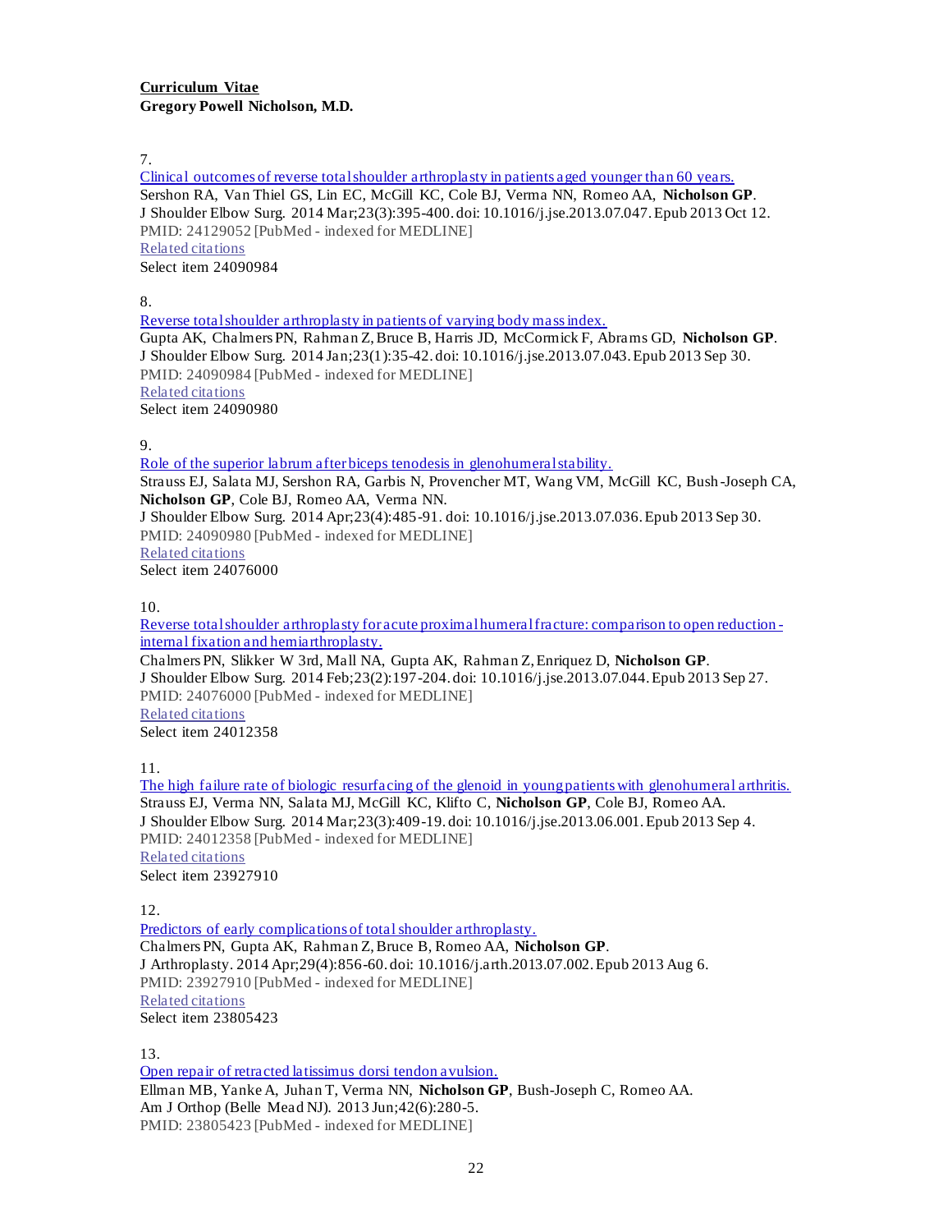**Curriculum Vitae**
**Gregory Powell Nicholson, M.D.**

7.
Clinical outcomes of reverse total shoulder arthroplasty in patients aged younger than 60 years.
Sershon RA, Van Thiel GS, Lin EC, McGill KC, Cole BJ, Verma NN, Romeo AA, **Nicholson GP**.
J Shoulder Elbow Surg. 2014 Mar;23(3):395-400. doi: 10.1016/j.jse.2013.07.047. Epub 2013 Oct 12.
PMID: 24129052 [PubMed - indexed for MEDLINE]
Related citations
Select item 24090984

8.
Reverse total shoulder arthroplasty in patients of varying body mass index.
Gupta AK, Chalmers PN, Rahman Z, Bruce B, Harris JD, McCormick F, Abrams GD, **Nicholson GP**.
J Shoulder Elbow Surg. 2014 Jan;23(1):35-42. doi: 10.1016/j.jse.2013.07.043. Epub 2013 Sep 30.
PMID: 24090984 [PubMed - indexed for MEDLINE]
Related citations
Select item 24090980

9.
Role of the superior labrum after biceps tenodesis in glenohumeral stability.
Strauss EJ, Salata MJ, Sershon RA, Garbis N, Provencher MT, Wang VM, McGill KC, Bush-Joseph CA, **Nicholson GP**, Cole BJ, Romeo AA, Verma NN.
J Shoulder Elbow Surg. 2014 Apr;23(4):485-91. doi: 10.1016/j.jse.2013.07.036. Epub 2013 Sep 30.
PMID: 24090980 [PubMed - indexed for MEDLINE]
Related citations
Select item 24076000

10.
Reverse total shoulder arthroplasty for acute proximal humeral fracture: comparison to open reduction-internal fixation and hemiarthroplasty.
Chalmers PN, Slikker W 3rd, Mall NA, Gupta AK, Rahman Z, Enriquez D, **Nicholson GP**.
J Shoulder Elbow Surg. 2014 Feb;23(2):197-204. doi: 10.1016/j.jse.2013.07.044. Epub 2013 Sep 27.
PMID: 24076000 [PubMed - indexed for MEDLINE]
Related citations
Select item 24012358

11.
The high failure rate of biologic resurfacing of the glenoid in young patients with glenohumeral arthritis.
Strauss EJ, Verma NN, Salata MJ, McGill KC, Klifto C, **Nicholson GP**, Cole BJ, Romeo AA.
J Shoulder Elbow Surg. 2014 Mar;23(3):409-19. doi: 10.1016/j.jse.2013.06.001. Epub 2013 Sep 4.
PMID: 24012358 [PubMed - indexed for MEDLINE]
Related citations
Select item 23927910

12.
Predictors of early complications of total shoulder arthroplasty.
Chalmers PN, Gupta AK, Rahman Z, Bruce B, Romeo AA, **Nicholson GP**.
J Arthroplasty. 2014 Apr;29(4):856-60. doi: 10.1016/j.arth.2013.07.002. Epub 2013 Aug 6.
PMID: 23927910 [PubMed - indexed for MEDLINE]
Related citations
Select item 23805423

13.
Open repair of retracted latissimus dorsi tendon avulsion.
Ellman MB, Yanke A, Juhan T, Verma NN, **Nicholson GP**, Bush-Joseph C, Romeo AA.
Am J Orthop (Belle Mead NJ). 2013 Jun;42(6):280-5.
PMID: 23805423 [PubMed - indexed for MEDLINE]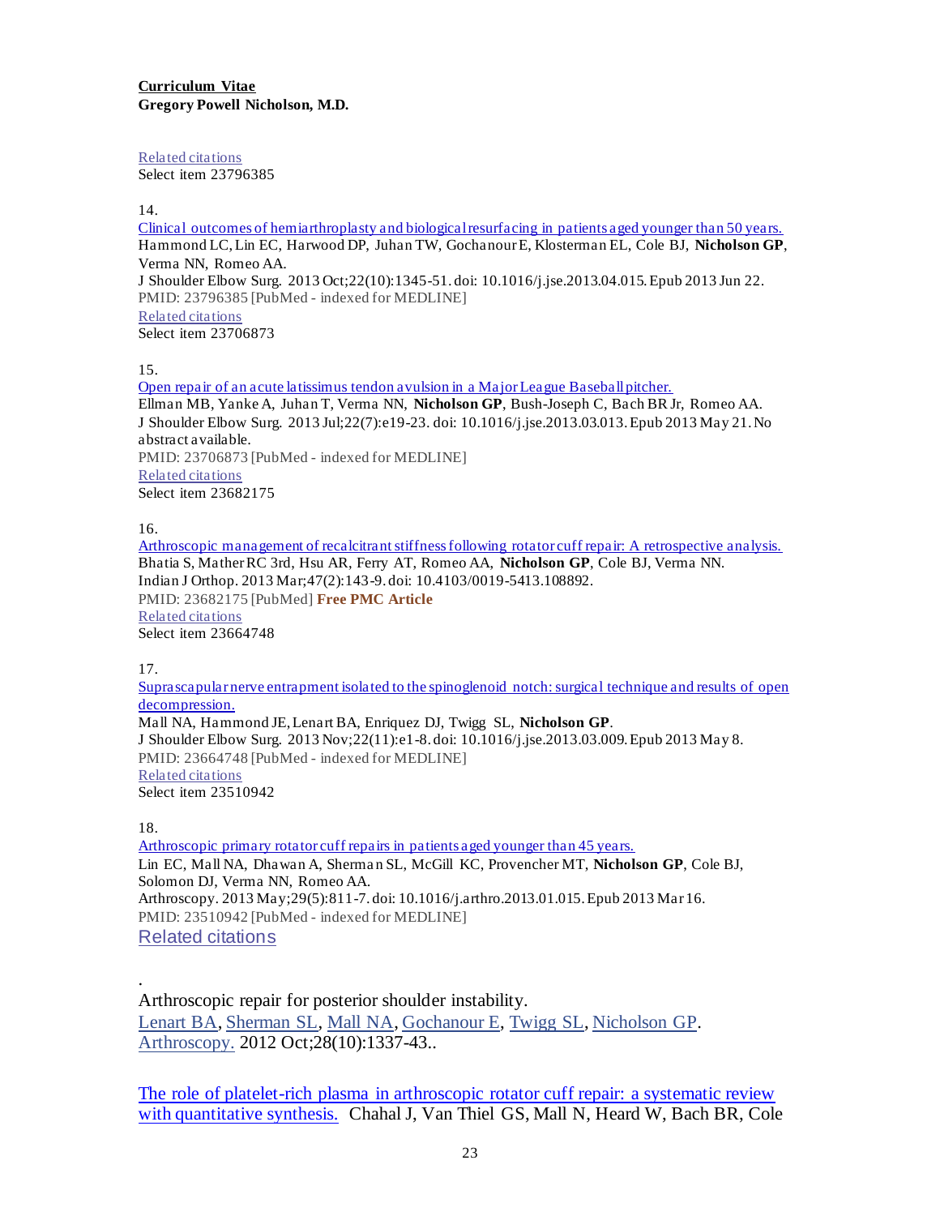**Curriculum Vitae**
**Gregory Powell Nicholson, M.D.**

Related citations
Select item 23796385

14.
Clinical outcomes of hemiarthroplasty and biological resurfacing in patients aged younger than 50 years.
Hammond LC, Lin EC, Harwood DP, Juhan TW, Gochanour E, Klosterman EL, Cole BJ, **Nicholson GP**, Verma NN, Romeo AA.
J Shoulder Elbow Surg. 2013 Oct;22(10):1345-51. doi: 10.1016/j.jse.2013.04.015. Epub 2013 Jun 22.
PMID: 23796385 [PubMed - indexed for MEDLINE]
Related citations
Select item 23706873

15.
Open repair of an acute latissimus tendon avulsion in a Major League Baseball pitcher.
Ellman MB, Yanke A, Juhan T, Verma NN, **Nicholson GP**, Bush-Joseph C, Bach BR Jr, Romeo AA.
J Shoulder Elbow Surg. 2013 Jul;22(7):e19-23. doi: 10.1016/j.jse.2013.03.013. Epub 2013 May 21. No abstract available.
PMID: 23706873 [PubMed - indexed for MEDLINE]
Related citations
Select item 23682175

16.
Arthroscopic management of recalcitrant stiffness following rotator cuff repair: A retrospective analysis.
Bhatia S, Mather RC 3rd, Hsu AR, Ferry AT, Romeo AA, **Nicholson GP**, Cole BJ, Verma NN.
Indian J Orthop. 2013 Mar;47(2):143-9. doi: 10.4103/0019-5413.108892.
PMID: 23682175 [PubMed] **Free PMC Article**
Related citations
Select item 23664748

17.
Suprascapular nerve entrapment isolated to the spinoglenoid notch: surgical technique and results of open decompression.
Mall NA, Hammond JE, Lenart BA, Enriquez DJ, Twigg SL, **Nicholson GP**.
J Shoulder Elbow Surg. 2013 Nov;22(11):e1-8. doi: 10.1016/j.jse.2013.03.009. Epub 2013 May 8.
PMID: 23664748 [PubMed - indexed for MEDLINE]
Related citations
Select item 23510942

18.
Arthroscopic primary rotator cuff repairs in patients aged younger than 45 years.
Lin EC, Mall NA, Dhawan A, Sherman SL, McGill KC, Provencher MT, **Nicholson GP**, Cole BJ, Solomon DJ, Verma NN, Romeo AA.
Arthroscopy. 2013 May;29(5):811-7. doi: 10.1016/j.arthro.2013.01.015. Epub 2013 Mar 16.
PMID: 23510942 [PubMed - indexed for MEDLINE]
Related citations

.
Arthroscopic repair for posterior shoulder instability.
Lenart BA, Sherman SL, Mall NA, Gochanour E, Twigg SL, Nicholson GP.
Arthroscopy. 2012 Oct;28(10):1337-43..

The role of platelet-rich plasma in arthroscopic rotator cuff repair: a systematic review with quantitative synthesis. Chahal J, Van Thiel GS, Mall N, Heard W, Bach BR, Cole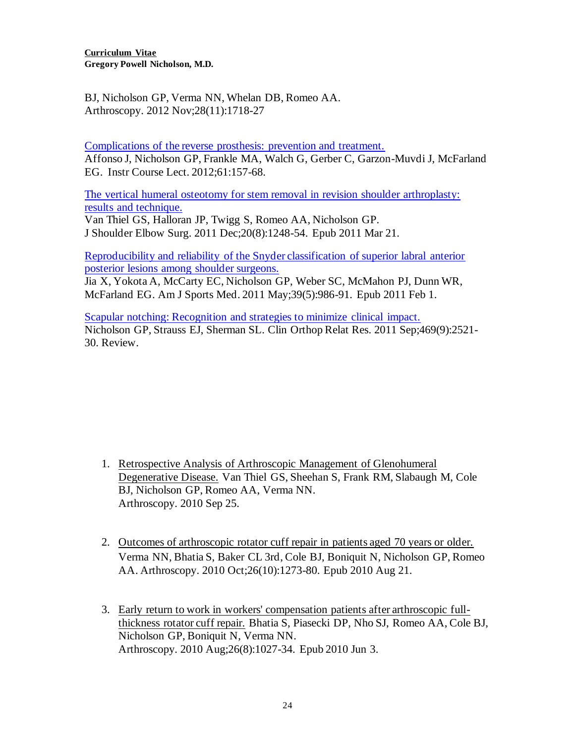BJ, Nicholson GP, Verma NN, Whelan DB, Romeo AA.
Arthroscopy. 2012 Nov;28(11):1718-27

Complications of the reverse prosthesis: prevention and treatment.
Affonso J, Nicholson GP, Frankle MA, Walch G, Gerber C, Garzon-Muvdi J, McFarland EG. Instr Course Lect. 2012;61:157-68.

The vertical humeral osteotomy for stem removal in revision shoulder arthroplasty: results and technique.
Van Thiel GS, Halloran JP, Twigg S, Romeo AA, Nicholson GP.
J Shoulder Elbow Surg. 2011 Dec;20(8):1248-54. Epub 2011 Mar 21.

Reproducibility and reliability of the Snyder classification of superior labral anterior posterior lesions among shoulder surgeons.
Jia X, Yokota A, McCarty EC, Nicholson GP, Weber SC, McMahon PJ, Dunn WR, McFarland EG. Am J Sports Med. 2011 May;39(5):986-91. Epub 2011 Feb 1.

Scapular notching: Recognition and strategies to minimize clinical impact.
Nicholson GP, Strauss EJ, Sherman SL. Clin Orthop Relat Res. 2011 Sep;469(9):2521-30. Review.

1. Retrospective Analysis of Arthroscopic Management of Glenohumeral Degenerative Disease. Van Thiel GS, Sheehan S, Frank RM, Slabaugh M, Cole BJ, Nicholson GP, Romeo AA, Verma NN.
   Arthroscopy. 2010 Sep 25.

2. Outcomes of arthroscopic rotator cuff repair in patients aged 70 years or older. Verma NN, Bhatia S, Baker CL 3rd, Cole BJ, Boniquit N, Nicholson GP, Romeo AA. Arthroscopy. 2010 Oct;26(10):1273-80. Epub 2010 Aug 21.

3. Early return to work in workers' compensation patients after arthroscopic full-thickness rotator cuff repair. Bhatia S, Piasecki DP, Nho SJ, Romeo AA, Cole BJ, Nicholson GP, Boniquit N, Verma NN.
   Arthroscopy. 2010 Aug;26(8):1027-34. Epub 2010 Jun 3.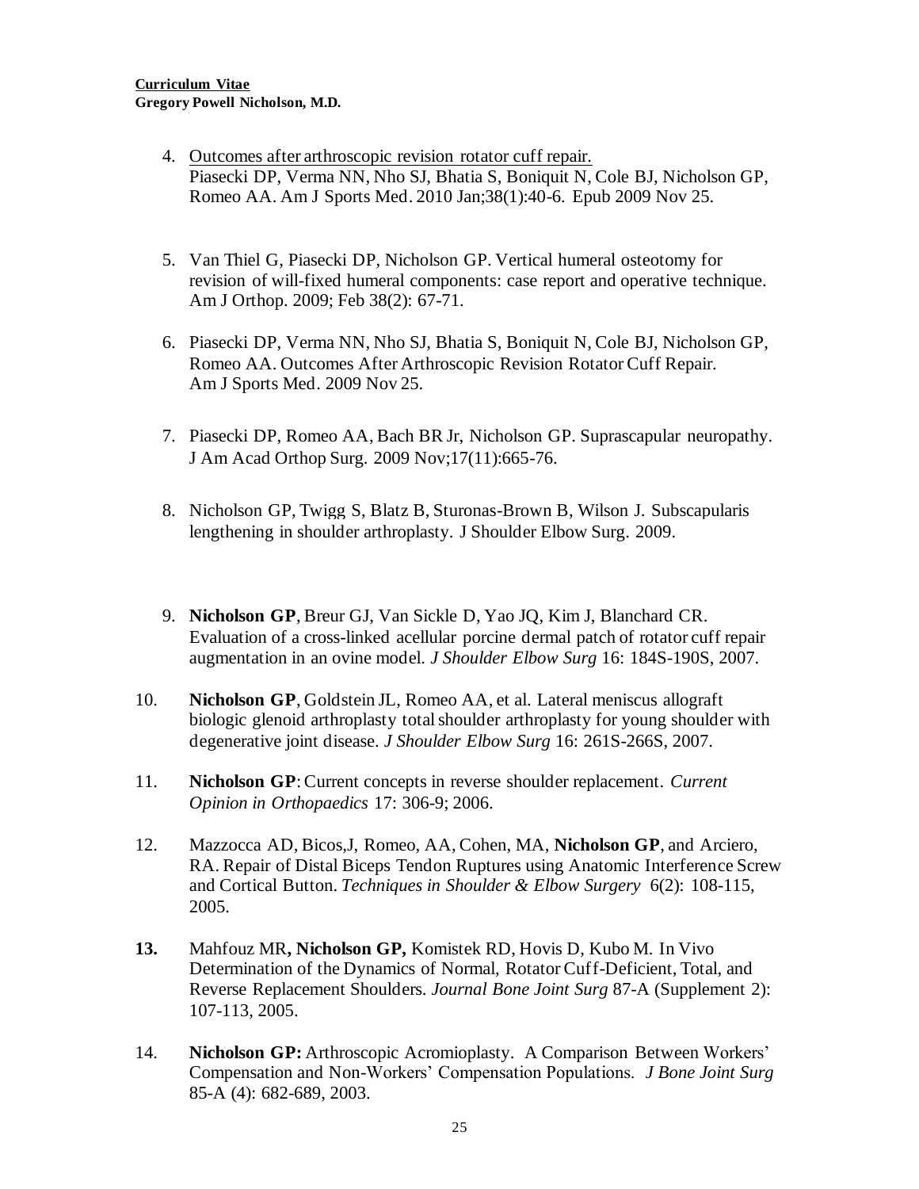4. <u>Outcomes after arthroscopic revision rotator cuff repair.</u>
   Piasecki DP, Verma NN, Nho SJ, Bhatia S, Boniquit N, Cole BJ, Nicholson GP, Romeo AA. Am J Sports Med. 2010 Jan;38(1):40-6. Epub 2009 Nov 25.

5. Van Thiel G, Piasecki DP, Nicholson GP. Vertical humeral osteotomy for revision of will-fixed humeral components: case report and operative technique. Am J Orthop. 2009; Feb 38(2): 67-71.

6. Piasecki DP, Verma NN, Nho SJ, Bhatia S, Boniquit N, Cole BJ, Nicholson GP, Romeo AA. Outcomes After Arthroscopic Revision Rotator Cuff Repair. Am J Sports Med. 2009 Nov 25.

7. Piasecki DP, Romeo AA, Bach BR Jr, Nicholson GP. Suprascapular neuropathy. J Am Acad Orthop Surg. 2009 Nov;17(11):665-76.

8. Nicholson GP, Twigg S, Blatz B, Sturonas-Brown B, Wilson J. Subscapularis lengthening in shoulder arthroplasty. J Shoulder Elbow Surg. 2009.

9. **Nicholson GP**, Breur GJ, Van Sickle D, Yao JQ, Kim J, Blanchard CR. Evaluation of a cross-linked acellular porcine dermal patch of rotator cuff repair augmentation in an ovine model. *J Shoulder Elbow Surg* 16: 184S-190S, 2007.

10. **Nicholson GP**, Goldstein JL, Romeo AA, et al. Lateral meniscus allograft biologic glenoid arthroplasty total shoulder arthroplasty for young shoulder with degenerative joint disease. *J Shoulder Elbow Surg* 16: 261S-266S, 2007.

11. **Nicholson GP**: Current concepts in reverse shoulder replacement. *Current Opinion in Orthopaedics* 17: 306-9; 2006.

12. Mazzocca AD, Bicos,J, Romeo, AA, Cohen, MA, **Nicholson GP**, and Arciero, RA. Repair of Distal Biceps Tendon Ruptures using Anatomic Interference Screw and Cortical Button. *Techniques in Shoulder & Elbow Surgery* 6(2): 108-115, 2005.

13. Mahfouz MR**, Nicholson GP,** Komistek RD, Hovis D, Kubo M. In Vivo Determination of the Dynamics of Normal, Rotator Cuff-Deficient, Total, and Reverse Replacement Shoulders. *Journal Bone Joint Surg* 87-A (Supplement 2): 107-113, 2005.

14. **Nicholson GP:** Arthroscopic Acromioplasty. A Comparison Between Workers' Compensation and Non-Workers' Compensation Populations. *J Bone Joint Surg* 85-A (4): 682-689, 2003.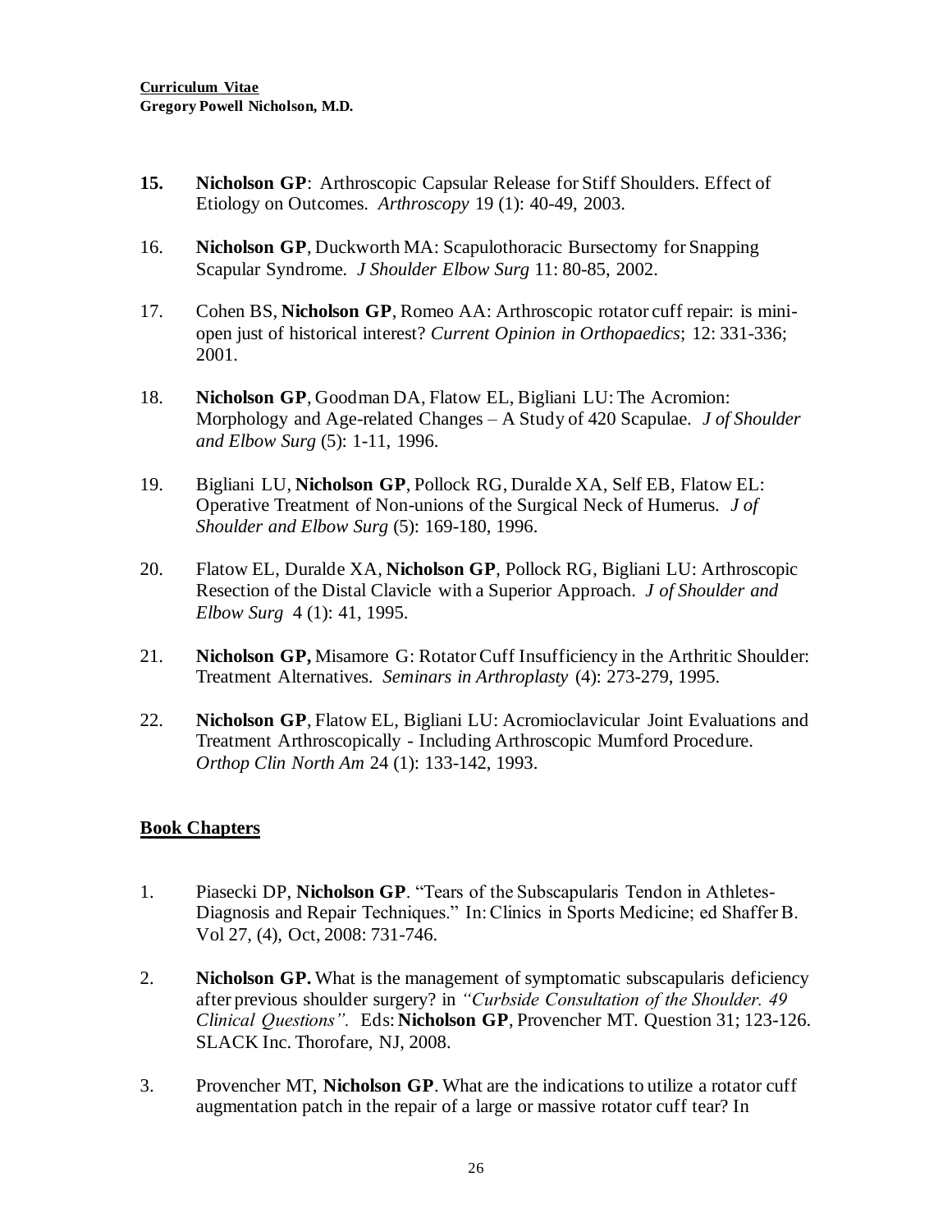**15.** **Nicholson GP**: Arthroscopic Capsular Release for Stiff Shoulders. Effect of Etiology on Outcomes. *Arthroscopy* 19 (1): 40-49, 2003.

16. **Nicholson GP**, Duckworth MA: Scapulothoracic Bursectomy for Snapping Scapular Syndrome. *J Shoulder Elbow Surg* 11: 80-85, 2002.

17. Cohen BS, **Nicholson GP**, Romeo AA: Arthroscopic rotator cuff repair: is mini-open just of historical interest? *Current Opinion in Orthopaedics*; 12: 331-336; 2001.

18. **Nicholson GP**, Goodman DA, Flatow EL, Bigliani LU: The Acromion: Morphology and Age-related Changes – A Study of 420 Scapulae. *J of Shoulder and Elbow Surg* (5): 1-11, 1996.

19. Bigliani LU, **Nicholson GP**, Pollock RG, Duralde XA, Self EB, Flatow EL: Operative Treatment of Non-unions of the Surgical Neck of Humerus. *J of Shoulder and Elbow Surg* (5): 169-180, 1996.

20. Flatow EL, Duralde XA, **Nicholson GP**, Pollock RG, Bigliani LU: Arthroscopic Resection of the Distal Clavicle with a Superior Approach. *J of Shoulder and Elbow Surg* 4 (1): 41, 1995.

21. **Nicholson GP,** Misamore G: Rotator Cuff Insufficiency in the Arthritic Shoulder: Treatment Alternatives. *Seminars in Arthroplasty* (4): 273-279, 1995.

22. **Nicholson GP**, Flatow EL, Bigliani LU: Acromioclavicular Joint Evaluations and Treatment Arthroscopically - Including Arthroscopic Mumford Procedure. *Orthop Clin North Am* 24 (1): 133-142, 1993.

## Book Chapters

1. Piasecki DP, **Nicholson GP**. "Tears of the Subscapularis Tendon in Athletes-Diagnosis and Repair Techniques." In: Clinics in Sports Medicine; ed Shaffer B. Vol 27, (4), Oct, 2008: 731-746.

2. **Nicholson GP.** What is the management of symptomatic subscapularis deficiency after previous shoulder surgery? in *"Curbside Consultation of the Shoulder. 49 Clinical Questions".* Eds: **Nicholson GP**, Provencher MT. Question 31; 123-126. SLACK Inc. Thorofare, NJ, 2008.

3. Provencher MT, **Nicholson GP**. What are the indications to utilize a rotator cuff augmentation patch in the repair of a large or massive rotator cuff tear? In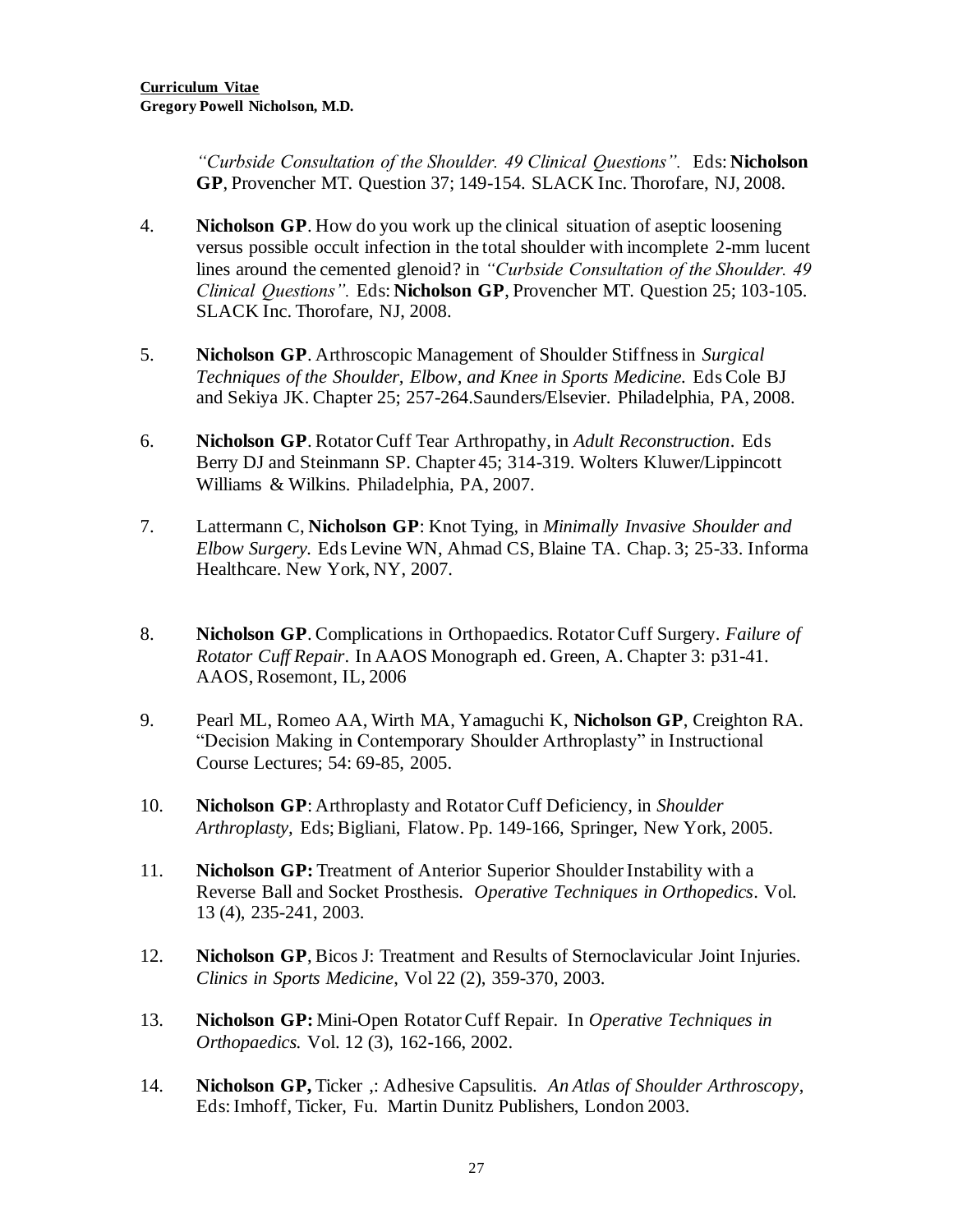*"Curbside Consultation of the Shoulder. 49 Clinical Questions".* Eds: **Nicholson GP**, Provencher MT. Question 37; 149-154. SLACK Inc. Thorofare, NJ, 2008.

4. **Nicholson GP**. How do you work up the clinical situation of aseptic loosening versus possible occult infection in the total shoulder with incomplete 2-mm lucent lines around the cemented glenoid? in *"Curbside Consultation of the Shoulder. 49 Clinical Questions".* Eds: **Nicholson GP**, Provencher MT. Question 25; 103-105. SLACK Inc. Thorofare, NJ, 2008.

5. **Nicholson GP**. Arthroscopic Management of Shoulder Stiffness in *Surgical Techniques of the Shoulder, Elbow, and Knee in Sports Medicine.* Eds Cole BJ and Sekiya JK. Chapter 25; 257-264.Saunders/Elsevier. Philadelphia, PA, 2008.

6. **Nicholson GP**. Rotator Cuff Tear Arthropathy, in *Adult Reconstruction*. Eds Berry DJ and Steinmann SP. Chapter 45; 314-319. Wolters Kluwer/Lippincott Williams & Wilkins. Philadelphia, PA, 2007.

7. Lattermann C, **Nicholson GP**: Knot Tying, in *Minimally Invasive Shoulder and Elbow Surgery.* Eds Levine WN, Ahmad CS, Blaine TA. Chap. 3; 25-33. Informa Healthcare. New York, NY, 2007.

8. **Nicholson GP**. Complications in Orthopaedics. Rotator Cuff Surgery. *Failure of Rotator Cuff Repair*. In AAOS Monograph ed. Green, A. Chapter 3: p31-41. AAOS, Rosemont, IL, 2006

9. Pearl ML, Romeo AA, Wirth MA, Yamaguchi K, **Nicholson GP**, Creighton RA. "Decision Making in Contemporary Shoulder Arthroplasty" in Instructional Course Lectures; 54: 69-85, 2005.

10. **Nicholson GP**: Arthroplasty and Rotator Cuff Deficiency, in *Shoulder Arthroplasty,* Eds; Bigliani, Flatow. Pp. 149-166, Springer, New York, 2005.

11. **Nicholson GP:** Treatment of Anterior Superior Shoulder Instability with a Reverse Ball and Socket Prosthesis. *Operative Techniques in Orthopedics*. Vol. 13 (4), 235-241, 2003.

12. **Nicholson GP**, Bicos J: Treatment and Results of Sternoclavicular Joint Injuries. *Clinics in Sports Medicine*, Vol 22 (2), 359-370, 2003.

13. **Nicholson GP:** Mini-Open Rotator Cuff Repair. In *Operative Techniques in Orthopaedics.* Vol. 12 (3), 162-166, 2002.

14. **Nicholson GP,** Ticker ,: Adhesive Capsulitis. *An Atlas of Shoulder Arthroscopy,* Eds: Imhoff, Ticker, Fu. Martin Dunitz Publishers, London 2003.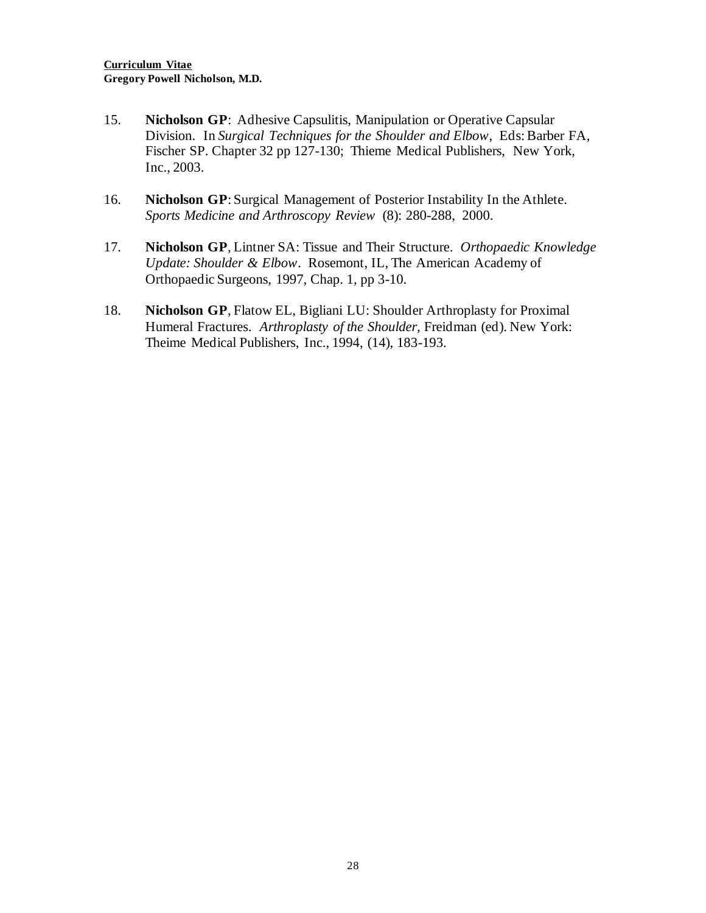15. **Nicholson GP**: Adhesive Capsulitis, Manipulation or Operative Capsular Division. In *Surgical Techniques for the Shoulder and Elbow*, Eds: Barber FA, Fischer SP. Chapter 32 pp 127-130; Thieme Medical Publishers, New York, Inc., 2003.

16. **Nicholson GP**: Surgical Management of Posterior Instability In the Athlete. *Sports Medicine and Arthroscopy Review* (8): 280-288, 2000.

17. **Nicholson GP**, Lintner SA: Tissue and Their Structure. *Orthopaedic Knowledge Update: Shoulder & Elbow*. Rosemont, IL, The American Academy of Orthopaedic Surgeons, 1997, Chap. 1, pp 3-10.

18. **Nicholson GP**, Flatow EL, Bigliani LU: Shoulder Arthroplasty for Proximal Humeral Fractures. *Arthroplasty of the Shoulder,* Freidman (ed). New York: Theime Medical Publishers, Inc., 1994, (14), 183-193.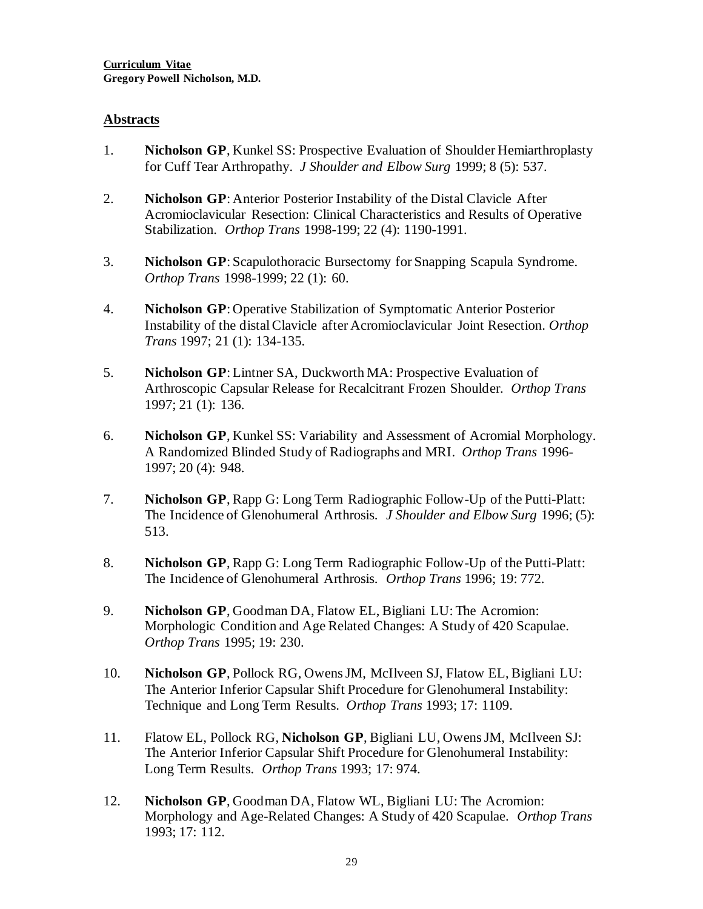## Abstracts

1. **Nicholson GP**, Kunkel SS: Prospective Evaluation of Shoulder Hemiarthroplasty for Cuff Tear Arthropathy. *J Shoulder and Elbow Surg* 1999; 8 (5): 537.

2. **Nicholson GP**: Anterior Posterior Instability of the Distal Clavicle After Acromioclavicular Resection: Clinical Characteristics and Results of Operative Stabilization. *Orthop Trans* 1998-199; 22 (4): 1190-1991.

3. **Nicholson GP**: Scapulothoracic Bursectomy for Snapping Scapula Syndrome. *Orthop Trans* 1998-1999; 22 (1): 60.

4. **Nicholson GP**: Operative Stabilization of Symptomatic Anterior Posterior Instability of the distal Clavicle after Acromioclavicular Joint Resection. *Orthop Trans* 1997; 21 (1): 134-135.

5. **Nicholson GP**: Lintner SA, Duckworth MA: Prospective Evaluation of Arthroscopic Capsular Release for Recalcitrant Frozen Shoulder. *Orthop Trans* 1997; 21 (1): 136.

6. **Nicholson GP**, Kunkel SS: Variability and Assessment of Acromial Morphology. A Randomized Blinded Study of Radiographs and MRI. *Orthop Trans* 1996-1997; 20 (4): 948.

7. **Nicholson GP**, Rapp G: Long Term Radiographic Follow-Up of the Putti-Platt: The Incidence of Glenohumeral Arthrosis. *J Shoulder and Elbow Surg* 1996; (5): 513.

8. **Nicholson GP**, Rapp G: Long Term Radiographic Follow-Up of the Putti-Platt: The Incidence of Glenohumeral Arthrosis. *Orthop Trans* 1996; 19: 772.

9. **Nicholson GP**, Goodman DA, Flatow EL, Bigliani LU: The Acromion: Morphologic Condition and Age Related Changes: A Study of 420 Scapulae. *Orthop Trans* 1995; 19: 230.

10. **Nicholson GP**, Pollock RG, Owens JM, McIlveen SJ, Flatow EL, Bigliani LU: The Anterior Inferior Capsular Shift Procedure for Glenohumeral Instability: Technique and Long Term Results. *Orthop Trans* 1993; 17: 1109.

11. Flatow EL, Pollock RG, **Nicholson GP**, Bigliani LU, Owens JM, McIlveen SJ: The Anterior Inferior Capsular Shift Procedure for Glenohumeral Instability: Long Term Results. *Orthop Trans* 1993; 17: 974.

12. **Nicholson GP**, Goodman DA, Flatow WL, Bigliani LU: The Acromion: Morphology and Age-Related Changes: A Study of 420 Scapulae. *Orthop Trans* 1993; 17: 112.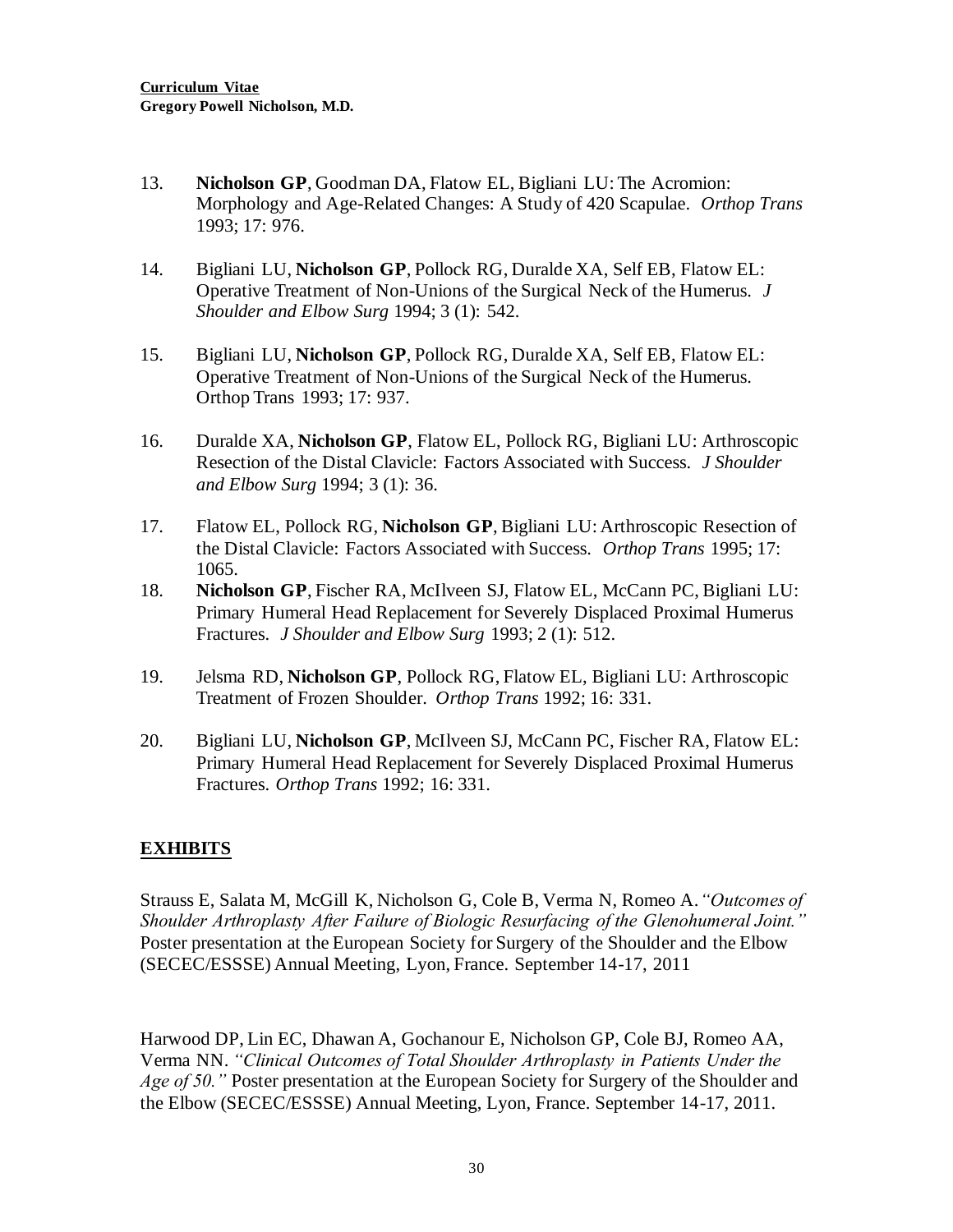13. **Nicholson GP**, Goodman DA, Flatow EL, Bigliani LU: The Acromion: Morphology and Age-Related Changes: A Study of 420 Scapulae. *Orthop Trans* 1993; 17: 976.

14. Bigliani LU, **Nicholson GP**, Pollock RG, Duralde XA, Self EB, Flatow EL: Operative Treatment of Non-Unions of the Surgical Neck of the Humerus. *J Shoulder and Elbow Surg* 1994; 3 (1): 542.

15. Bigliani LU, **Nicholson GP**, Pollock RG, Duralde XA, Self EB, Flatow EL: Operative Treatment of Non-Unions of the Surgical Neck of the Humerus. Orthop Trans 1993; 17: 937.

16. Duralde XA, **Nicholson GP**, Flatow EL, Pollock RG, Bigliani LU: Arthroscopic Resection of the Distal Clavicle: Factors Associated with Success. *J Shoulder and Elbow Surg* 1994; 3 (1): 36.

17. Flatow EL, Pollock RG, **Nicholson GP**, Bigliani LU: Arthroscopic Resection of the Distal Clavicle: Factors Associated with Success. *Orthop Trans* 1995; 17: 1065.

18. **Nicholson GP**, Fischer RA, McIlveen SJ, Flatow EL, McCann PC, Bigliani LU: Primary Humeral Head Replacement for Severely Displaced Proximal Humerus Fractures. *J Shoulder and Elbow Surg* 1993; 2 (1): 512.

19. Jelsma RD, **Nicholson GP**, Pollock RG, Flatow EL, Bigliani LU: Arthroscopic Treatment of Frozen Shoulder. *Orthop Trans* 1992; 16: 331.

20. Bigliani LU, **Nicholson GP**, McIlveen SJ, McCann PC, Fischer RA, Flatow EL: Primary Humeral Head Replacement for Severely Displaced Proximal Humerus Fractures. *Orthop Trans* 1992; 16: 331.

## EXHIBITS

Strauss E, Salata M, McGill K, Nicholson G, Cole B, Verma N, Romeo A. *"Outcomes of Shoulder Arthroplasty After Failure of Biologic Resurfacing of the Glenohumeral Joint."* Poster presentation at the European Society for Surgery of the Shoulder and the Elbow (SECEC/ESSSE) Annual Meeting, Lyon, France. September 14-17, 2011

Harwood DP, Lin EC, Dhawan A, Gochanour E, Nicholson GP, Cole BJ, Romeo AA, Verma NN. *"Clinical Outcomes of Total Shoulder Arthroplasty in Patients Under the Age of 50."* Poster presentation at the European Society for Surgery of the Shoulder and the Elbow (SECEC/ESSSE) Annual Meeting, Lyon, France. September 14-17, 2011.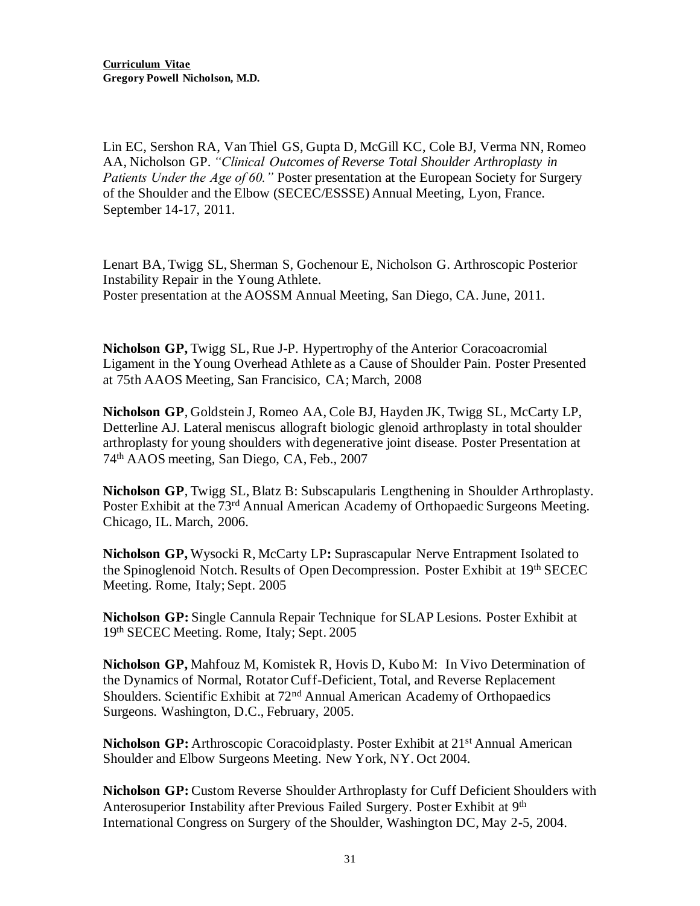Lin EC, Sershon RA, Van Thiel GS, Gupta D, McGill KC, Cole BJ, Verma NN, Romeo AA, Nicholson GP. *"Clinical Outcomes of Reverse Total Shoulder Arthroplasty in Patients Under the Age of 60."* Poster presentation at the European Society for Surgery of the Shoulder and the Elbow (SECEC/ESSSE) Annual Meeting, Lyon, France. September 14-17, 2011.

Lenart BA, Twigg SL, Sherman S, Gochenour E, Nicholson G. Arthroscopic Posterior Instability Repair in the Young Athlete.
Poster presentation at the AOSSM Annual Meeting, San Diego, CA. June, 2011.

**Nicholson GP,** Twigg SL, Rue J-P. Hypertrophy of the Anterior Coracoacromial Ligament in the Young Overhead Athlete as a Cause of Shoulder Pain. Poster Presented at 75th AAOS Meeting, San Francisico, CA; March, 2008

**Nicholson GP**, Goldstein J, Romeo AA, Cole BJ, Hayden JK, Twigg SL, McCarty LP, Detterline AJ. Lateral meniscus allograft biologic glenoid arthroplasty in total shoulder arthroplasty for young shoulders with degenerative joint disease. Poster Presentation at 74th AAOS meeting, San Diego, CA, Feb., 2007

**Nicholson GP**, Twigg SL, Blatz B: Subscapularis Lengthening in Shoulder Arthroplasty. Poster Exhibit at the 73rd Annual American Academy of Orthopaedic Surgeons Meeting. Chicago, IL. March, 2006.

**Nicholson GP,** Wysocki R, McCarty LP**:** Suprascapular Nerve Entrapment Isolated to the Spinoglenoid Notch. Results of Open Decompression. Poster Exhibit at 19th SECEC Meeting. Rome, Italy; Sept. 2005

**Nicholson GP:** Single Cannula Repair Technique for SLAP Lesions. Poster Exhibit at 19th SECEC Meeting. Rome, Italy; Sept. 2005

**Nicholson GP,** Mahfouz M, Komistek R, Hovis D, Kubo M: In Vivo Determination of the Dynamics of Normal, Rotator Cuff-Deficient, Total, and Reverse Replacement Shoulders. Scientific Exhibit at 72nd Annual American Academy of Orthopaedics Surgeons. Washington, D.C., February, 2005.

**Nicholson GP:** Arthroscopic Coracoidplasty. Poster Exhibit at 21st Annual American Shoulder and Elbow Surgeons Meeting. New York, NY. Oct 2004.

**Nicholson GP:** Custom Reverse Shoulder Arthroplasty for Cuff Deficient Shoulders with Anterosuperior Instability after Previous Failed Surgery. Poster Exhibit at 9th International Congress on Surgery of the Shoulder, Washington DC, May 2-5, 2004.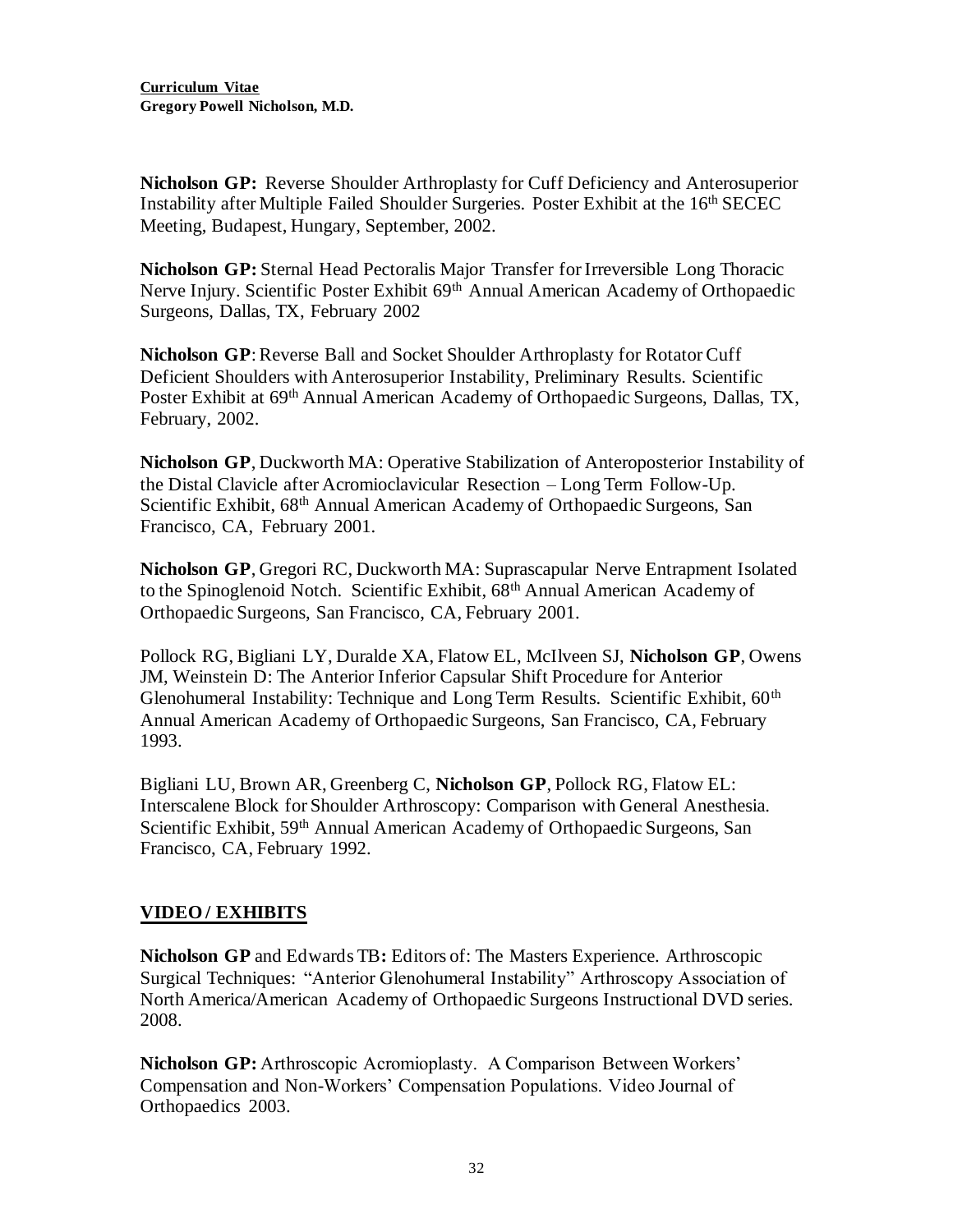**Nicholson GP:** Reverse Shoulder Arthroplasty for Cuff Deficiency and Anterosuperior Instability after Multiple Failed Shoulder Surgeries. Poster Exhibit at the 16th SECEC Meeting, Budapest, Hungary, September, 2002.

**Nicholson GP:** Sternal Head Pectoralis Major Transfer for Irreversible Long Thoracic Nerve Injury. Scientific Poster Exhibit 69th Annual American Academy of Orthopaedic Surgeons, Dallas, TX, February 2002

**Nicholson GP**: Reverse Ball and Socket Shoulder Arthroplasty for Rotator Cuff Deficient Shoulders with Anterosuperior Instability, Preliminary Results. Scientific Poster Exhibit at 69th Annual American Academy of Orthopaedic Surgeons, Dallas, TX, February, 2002.

**Nicholson GP**, Duckworth MA: Operative Stabilization of Anteroposterior Instability of the Distal Clavicle after Acromioclavicular Resection – Long Term Follow-Up. Scientific Exhibit, 68th Annual American Academy of Orthopaedic Surgeons, San Francisco, CA, February 2001.

**Nicholson GP**, Gregori RC, Duckworth MA: Suprascapular Nerve Entrapment Isolated to the Spinoglenoid Notch. Scientific Exhibit, 68th Annual American Academy of Orthopaedic Surgeons, San Francisco, CA, February 2001.

Pollock RG, Bigliani LY, Duralde XA, Flatow EL, McIlveen SJ, **Nicholson GP**, Owens JM, Weinstein D: The Anterior Inferior Capsular Shift Procedure for Anterior Glenohumeral Instability: Technique and Long Term Results. Scientific Exhibit, 60th Annual American Academy of Orthopaedic Surgeons, San Francisco, CA, February 1993.

Bigliani LU, Brown AR, Greenberg C, **Nicholson GP**, Pollock RG, Flatow EL: Interscalene Block for Shoulder Arthroscopy: Comparison with General Anesthesia. Scientific Exhibit, 59th Annual American Academy of Orthopaedic Surgeons, San Francisco, CA, February 1992.

## VIDEO / EXHIBITS

**Nicholson GP** and Edwards TB**:** Editors of: The Masters Experience. Arthroscopic Surgical Techniques: "Anterior Glenohumeral Instability" Arthroscopy Association of North America/American Academy of Orthopaedic Surgeons Instructional DVD series. 2008.

**Nicholson GP:** Arthroscopic Acromioplasty. A Comparison Between Workers' Compensation and Non-Workers' Compensation Populations. Video Journal of Orthopaedics 2003.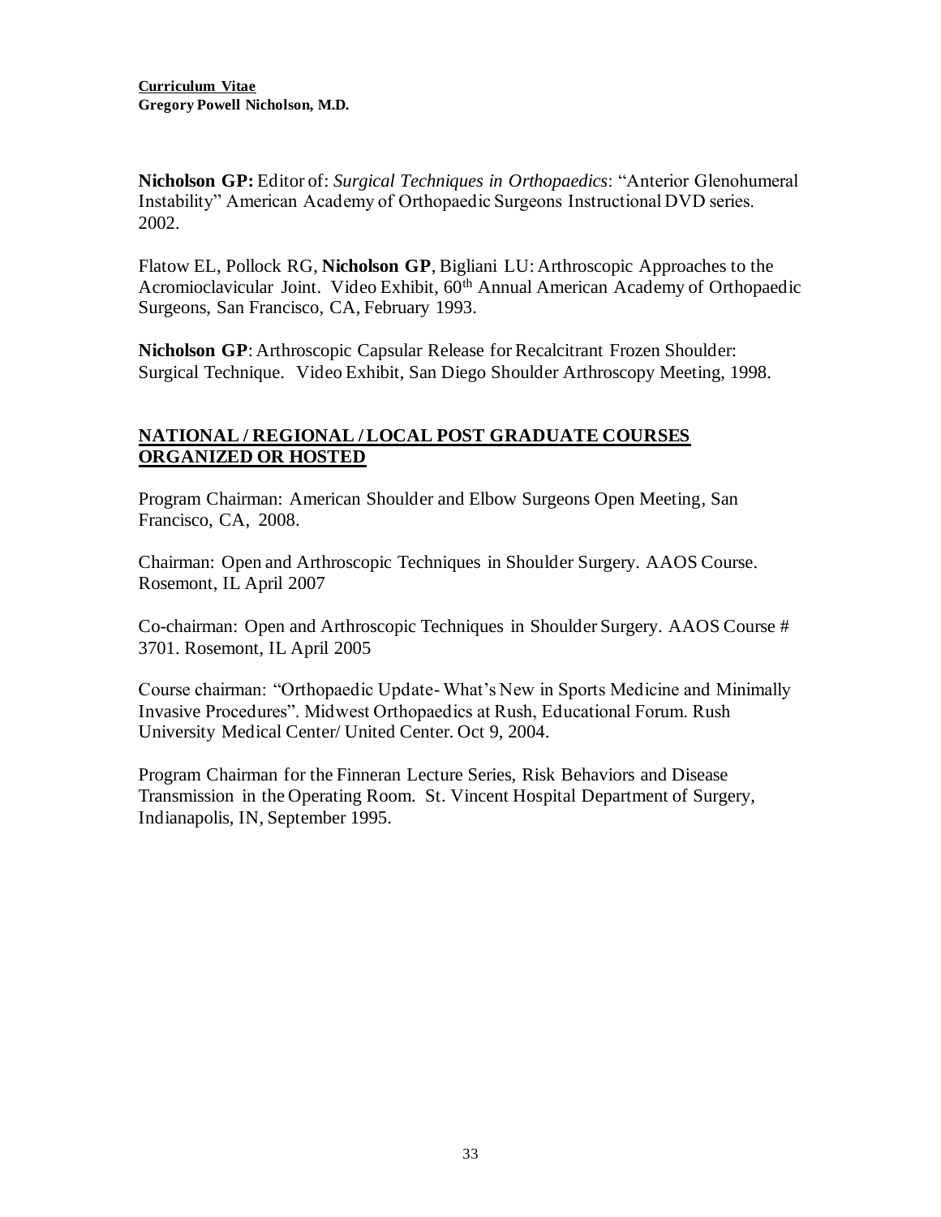**Nicholson GP:** Editor of: *Surgical Techniques in Orthopaedics*: "Anterior Glenohumeral Instability" American Academy of Orthopaedic Surgeons Instructional DVD series. 2002.

Flatow EL, Pollock RG, **Nicholson GP**, Bigliani LU: Arthroscopic Approaches to the Acromioclavicular Joint. Video Exhibit, 60th Annual American Academy of Orthopaedic Surgeons, San Francisco, CA, February 1993.

**Nicholson GP**: Arthroscopic Capsular Release for Recalcitrant Frozen Shoulder: Surgical Technique. Video Exhibit, San Diego Shoulder Arthroscopy Meeting, 1998.

## NATIONAL / REGIONAL / LOCAL POST GRADUATE COURSES ORGANIZED OR HOSTED

Program Chairman: American Shoulder and Elbow Surgeons Open Meeting, San Francisco, CA, 2008.

Chairman: Open and Arthroscopic Techniques in Shoulder Surgery. AAOS Course. Rosemont, IL April 2007

Co-chairman: Open and Arthroscopic Techniques in Shoulder Surgery. AAOS Course # 3701. Rosemont, IL April 2005

Course chairman: "Orthopaedic Update- What's New in Sports Medicine and Minimally Invasive Procedures". Midwest Orthopaedics at Rush, Educational Forum. Rush University Medical Center/ United Center. Oct 9, 2004.

Program Chairman for the Finneran Lecture Series, Risk Behaviors and Disease Transmission in the Operating Room. St. Vincent Hospital Department of Surgery, Indianapolis, IN, September 1995.